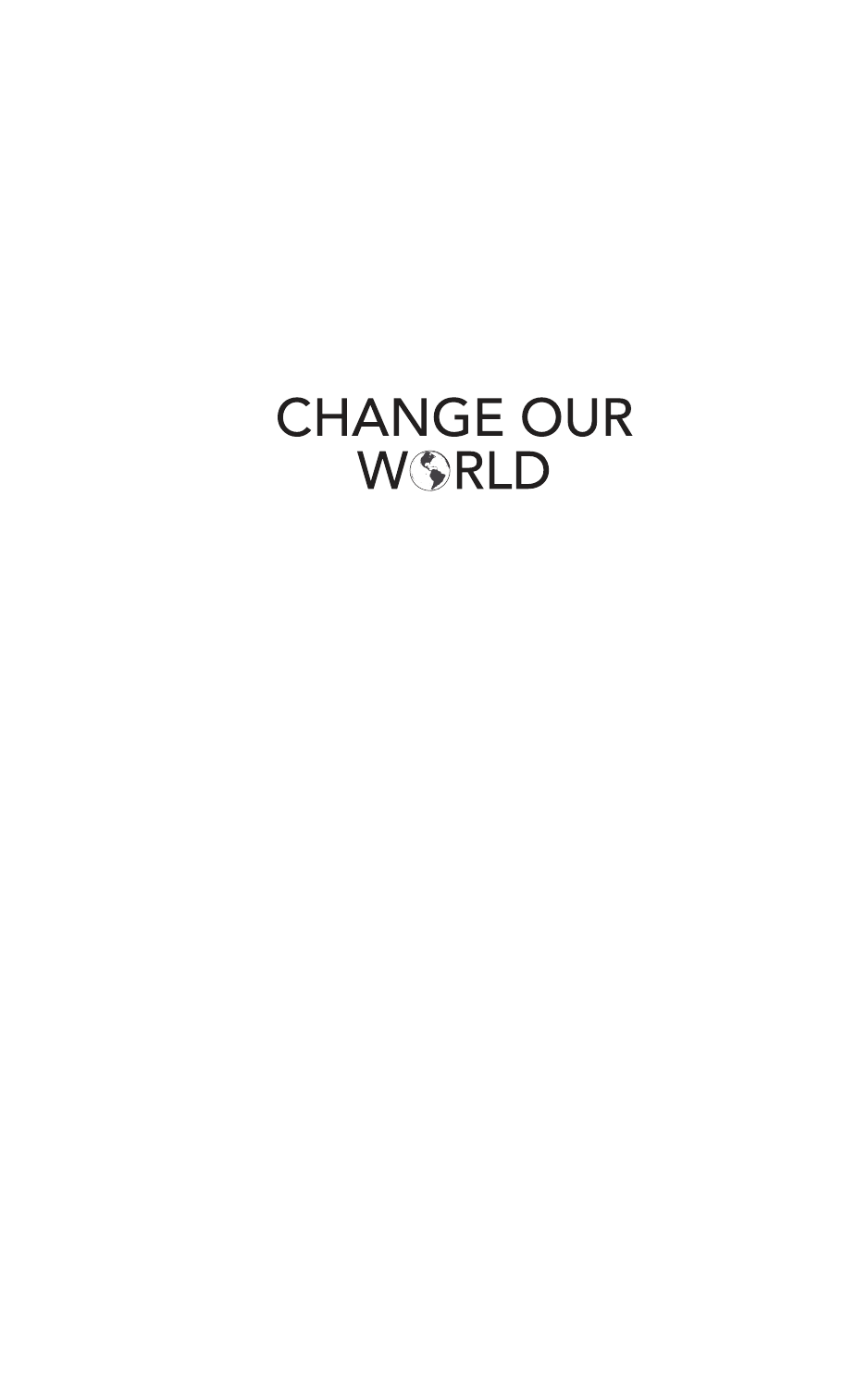# CHANGE OUR WORLD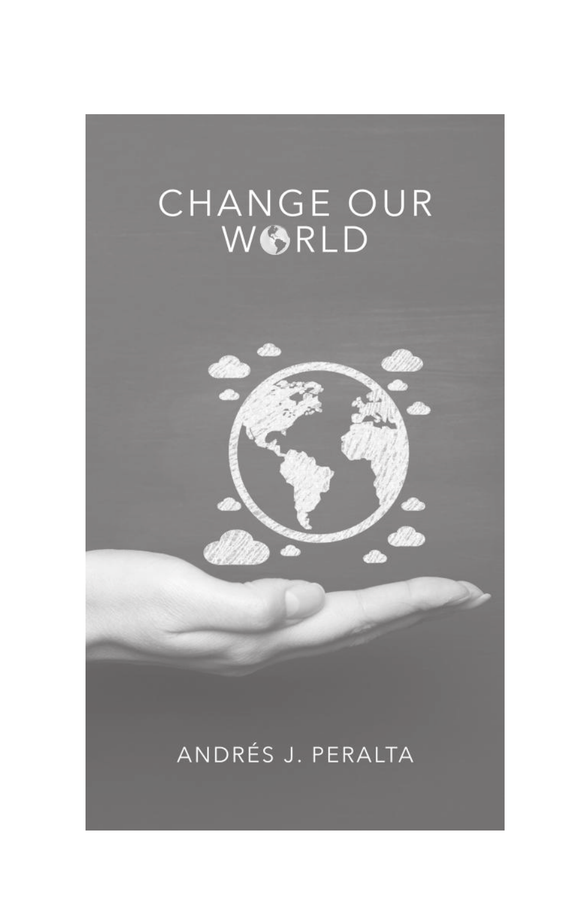# CHANGE OUR WORLD

ANDRÉS J. PERALTA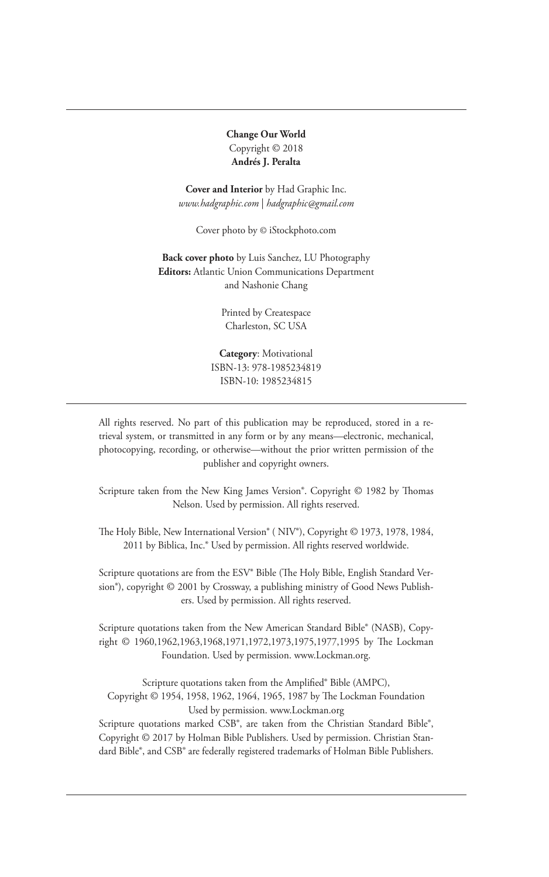**Change Our World**
Copyright © 2018
**Andrés J. Peralta**

**Cover and Interior** by Had Graphic Inc.
*www.hadgraphic.com | hadgraphic@gmail.com*

Cover photo by © iStockphoto.com

**Back cover photo** by Luis Sanchez, LU Photography
**Editors:** Atlantic Union Communications Department
and Nashonie Chang

Printed by Createspace
Charleston, SC USA

**Category**: Motivational
ISBN-13: 978-1985234819
ISBN-10: 1985234815

---

All rights reserved. No part of this publication may be reproduced, stored in a retrieval system, or transmitted in any form or by any means—electronic, mechanical, photocopying, recording, or otherwise—without the prior written permission of the publisher and copyright owners.

Scripture taken from the New King James Version®. Copyright © 1982 by Thomas Nelson. Used by permission. All rights reserved.

The Holy Bible, New International Version® ( NIV®), Copyright © 1973, 1978, 1984, 2011 by Biblica, Inc.® Used by permission. All rights reserved worldwide.

Scripture quotations are from the ESV® Bible (The Holy Bible, English Standard Version®), copyright © 2001 by Crossway, a publishing ministry of Good News Publishers. Used by permission. All rights reserved.

Scripture quotations taken from the New American Standard Bible® (NASB), Copyright © 1960,1962,1963,1968,1971,1972,1973,1975,1977,1995 by The Lockman Foundation. Used by permission. www.Lockman.org.

Scripture quotations taken from the Amplified® Bible (AMPC),
Copyright © 1954, 1958, 1962, 1964, 1965, 1987 by The Lockman Foundation
Used by permission. www.Lockman.org
Scripture quotations marked CSB®, are taken from the Christian Standard Bible®, Copyright © 2017 by Holman Bible Publishers. Used by permission. Christian Standard Bible®, and CSB® are federally registered trademarks of Holman Bible Publishers.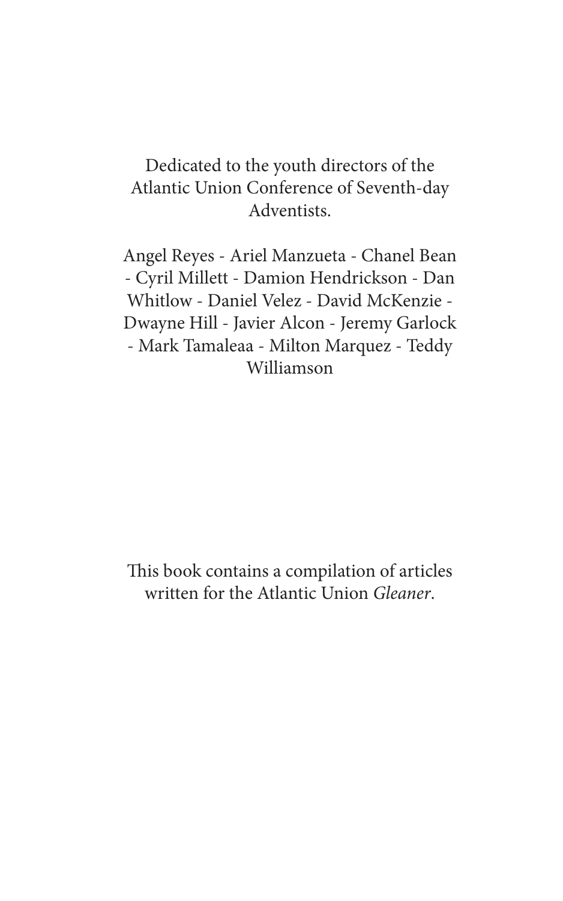Dedicated to the youth directors of the Atlantic Union Conference of Seventh-day Adventists.

Angel Reyes - Ariel Manzueta - Chanel Bean - Cyril Millett - Damion Hendrickson - Dan Whitlow - Daniel Velez - David McKenzie - Dwayne Hill - Javier Alcon - Jeremy Garlock - Mark Tamaleaa - Milton Marquez - Teddy Williamson

This book contains a compilation of articles written for the Atlantic Union *Gleaner*.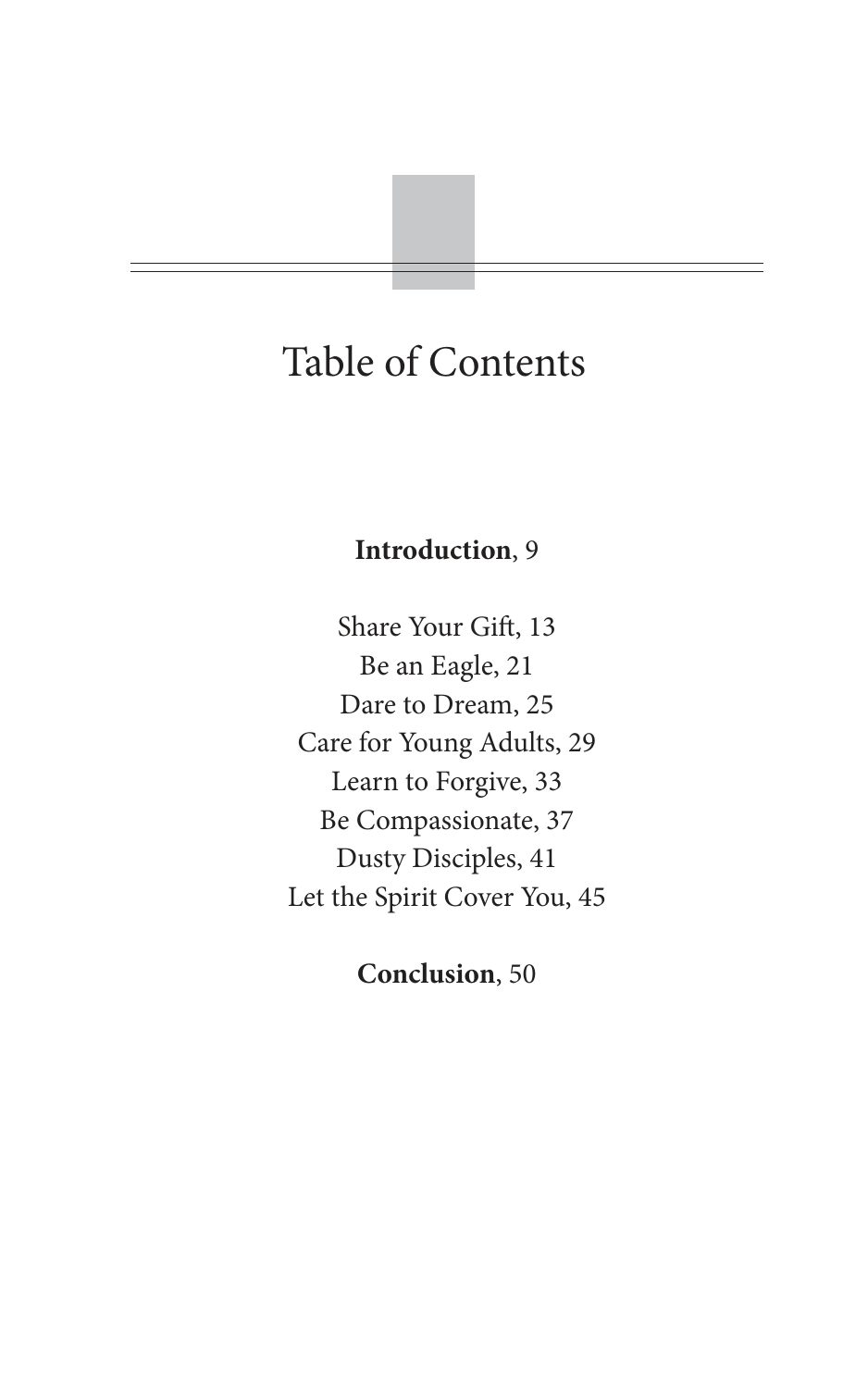# Table of Contents

**Introduction**, 9

Share Your Gift, 13
Be an Eagle, 21
Dare to Dream, 25
Care for Young Adults, 29
Learn to Forgive, 33
Be Compassionate, 37
Dusty Disciples, 41
Let the Spirit Cover You, 45

**Conclusion**, 50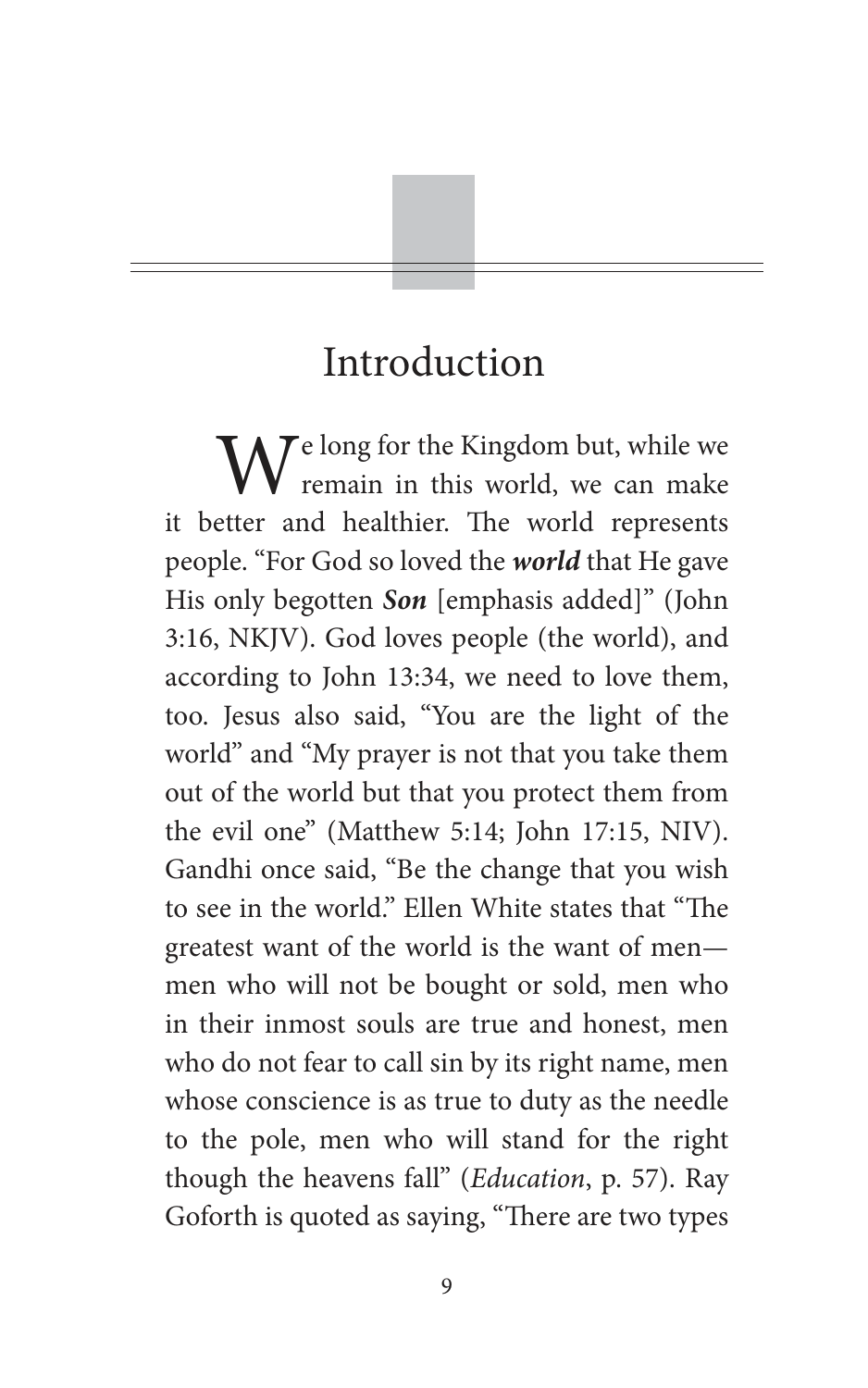# Introduction

We long for the Kingdom but, while we remain in this world, we can make it better and healthier. The world represents people. "For God so loved the ***world*** that He gave His only begotten ***Son*** [emphasis added]" (John 3:16, NKJV). God loves people (the world), and according to John 13:34, we need to love them, too. Jesus also said, "You are the light of the world" and "My prayer is not that you take them out of the world but that you protect them from the evil one" (Matthew 5:14; John 17:15, NIV). Gandhi once said, "Be the change that you wish to see in the world." Ellen White states that "The greatest want of the world is the want of men—men who will not be bought or sold, men who in their inmost souls are true and honest, men who do not fear to call sin by its right name, men whose conscience is as true to duty as the needle to the pole, men who will stand for the right though the heavens fall" (*Education*, p. 57). Ray Goforth is quoted as saying, "There are two types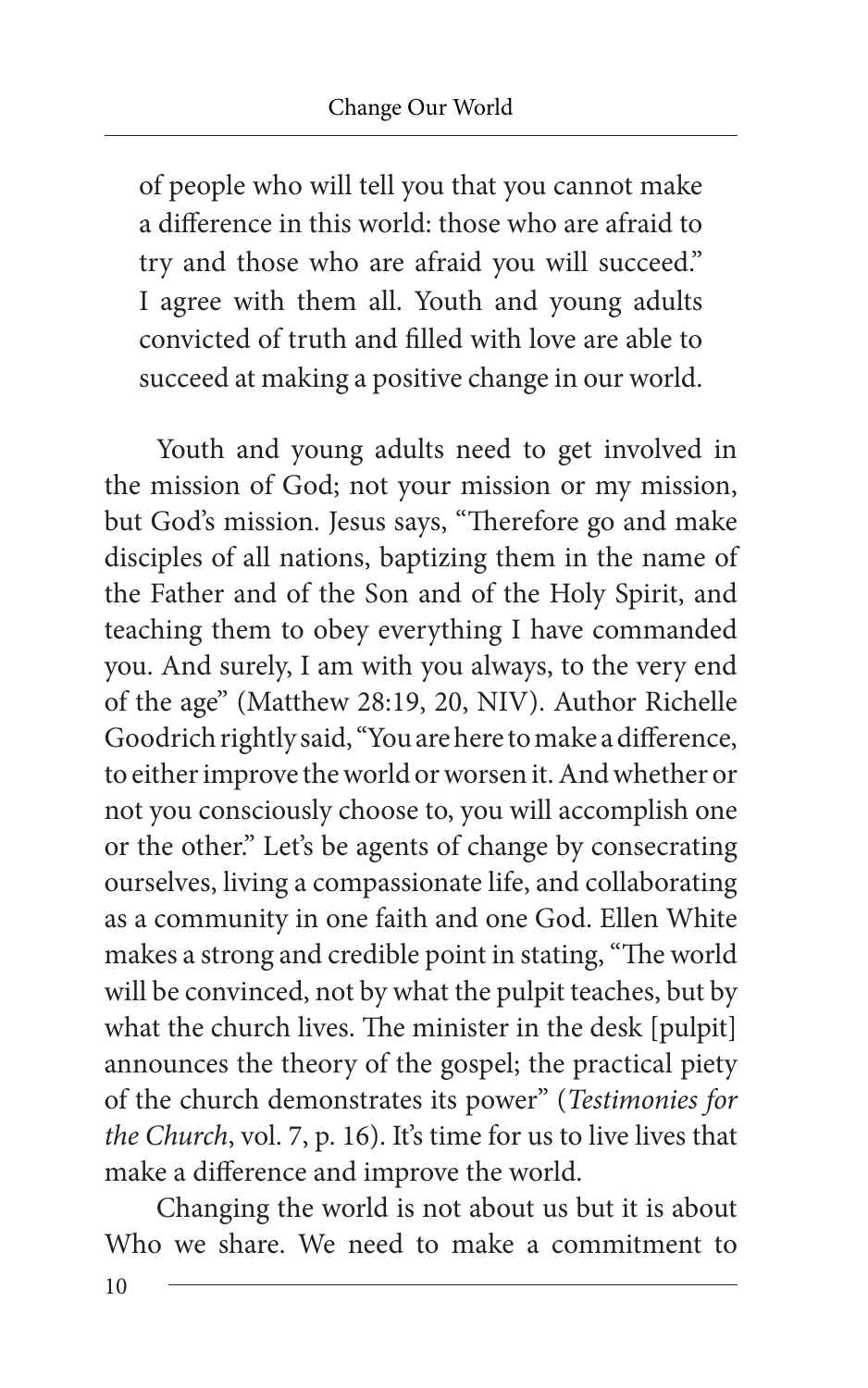of people who will tell you that you cannot make a difference in this world: those who are afraid to try and those who are afraid you will succeed." I agree with them all. Youth and young adults convicted of truth and filled with love are able to succeed at making a positive change in our world.

Youth and young adults need to get involved in the mission of God; not your mission or my mission, but God's mission. Jesus says, "Therefore go and make disciples of all nations, baptizing them in the name of the Father and of the Son and of the Holy Spirit, and teaching them to obey everything I have commanded you. And surely, I am with you always, to the very end of the age" (Matthew 28:19, 20, NIV). Author Richelle Goodrich rightly said, "You are here to make a difference, to either improve the world or worsen it. And whether or not you consciously choose to, you will accomplish one or the other." Let's be agents of change by consecrating ourselves, living a compassionate life, and collaborating as a community in one faith and one God. Ellen White makes a strong and credible point in stating, "The world will be convinced, not by what the pulpit teaches, but by what the church lives. The minister in the desk [pulpit] announces the theory of the gospel; the practical piety of the church demonstrates its power" (*Testimonies for the Church*, vol. 7, p. 16). It's time for us to live lives that make a difference and improve the world.

Changing the world is not about us but it is about Who we share. We need to make a commitment to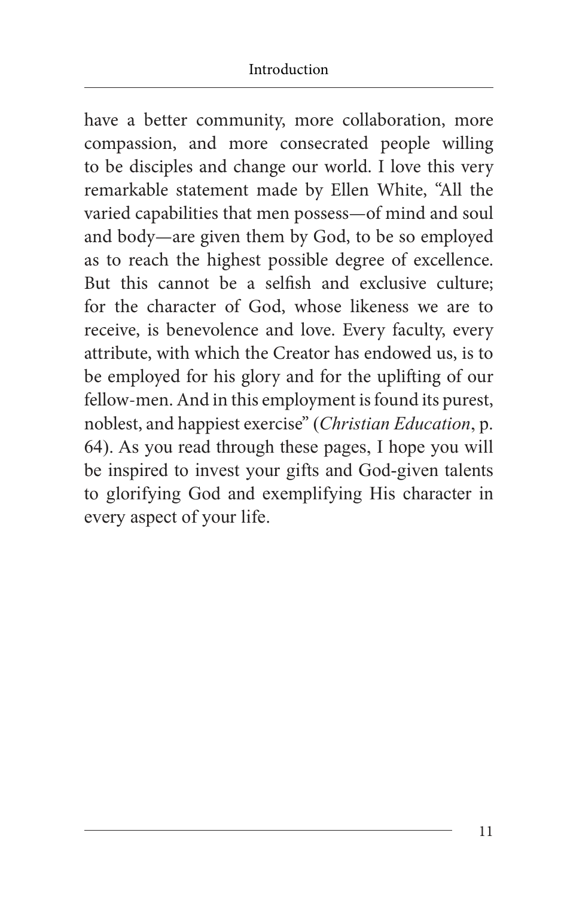have a better community, more collaboration, more compassion, and more consecrated people willing to be disciples and change our world. I love this very remarkable statement made by Ellen White, "All the varied capabilities that men possess—of mind and soul and body—are given them by God, to be so employed as to reach the highest possible degree of excellence. But this cannot be a selfish and exclusive culture; for the character of God, whose likeness we are to receive, is benevolence and love. Every faculty, every attribute, with which the Creator has endowed us, is to be employed for his glory and for the uplifting of our fellow-men. And in this employment is found its purest, noblest, and happiest exercise" (*Christian Education*, p. 64). As you read through these pages, I hope you will be inspired to invest your gifts and God-given talents to glorifying God and exemplifying His character in every aspect of your life.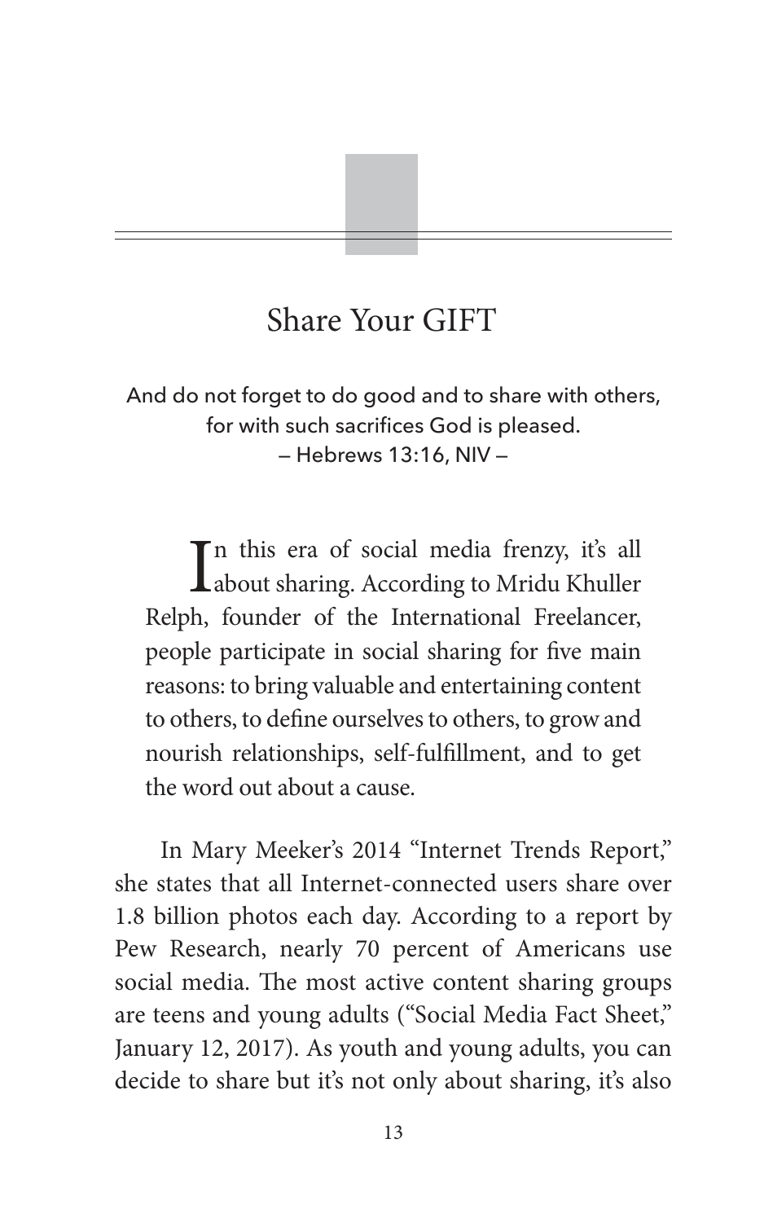# Share Your GIFT

And do not forget to do good and to share with others,
for with such sacrifices God is pleased.
— Hebrews 13:16, NIV —

In this era of social media frenzy, it's all about sharing. According to Mridu Khuller Relph, founder of the International Freelancer, people participate in social sharing for five main reasons: to bring valuable and entertaining content to others, to define ourselves to others, to grow and nourish relationships, self-fulfillment, and to get the word out about a cause.

In Mary Meeker's 2014 "Internet Trends Report," she states that all Internet-connected users share over 1.8 billion photos each day. According to a report by Pew Research, nearly 70 percent of Americans use social media. The most active content sharing groups are teens and young adults ("Social Media Fact Sheet," January 12, 2017). As youth and young adults, you can decide to share but it's not only about sharing, it's also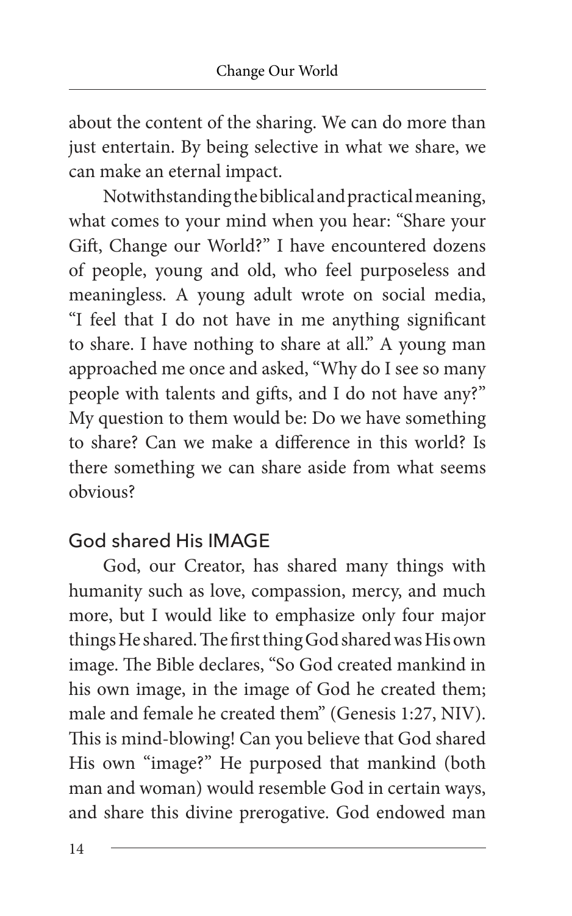about the content of the sharing. We can do more than just entertain. By being selective in what we share, we can make an eternal impact.

Notwithstanding the biblical and practical meaning, what comes to your mind when you hear: "Share your Gift, Change our World?" I have encountered dozens of people, young and old, who feel purposeless and meaningless. A young adult wrote on social media, "I feel that I do not have in me anything significant to share. I have nothing to share at all." A young man approached me once and asked, "Why do I see so many people with talents and gifts, and I do not have any?" My question to them would be: Do we have something to share? Can we make a difference in this world? Is there something we can share aside from what seems obvious?

## God shared His IMAGE

God, our Creator, has shared many things with humanity such as love, compassion, mercy, and much more, but I would like to emphasize only four major things He shared. The first thing God shared was His own image. The Bible declares, "So God created mankind in his own image, in the image of God he created them; male and female he created them" (Genesis 1:27, NIV). This is mind-blowing! Can you believe that God shared His own "image?" He purposed that mankind (both man and woman) would resemble God in certain ways, and share this divine prerogative. God endowed man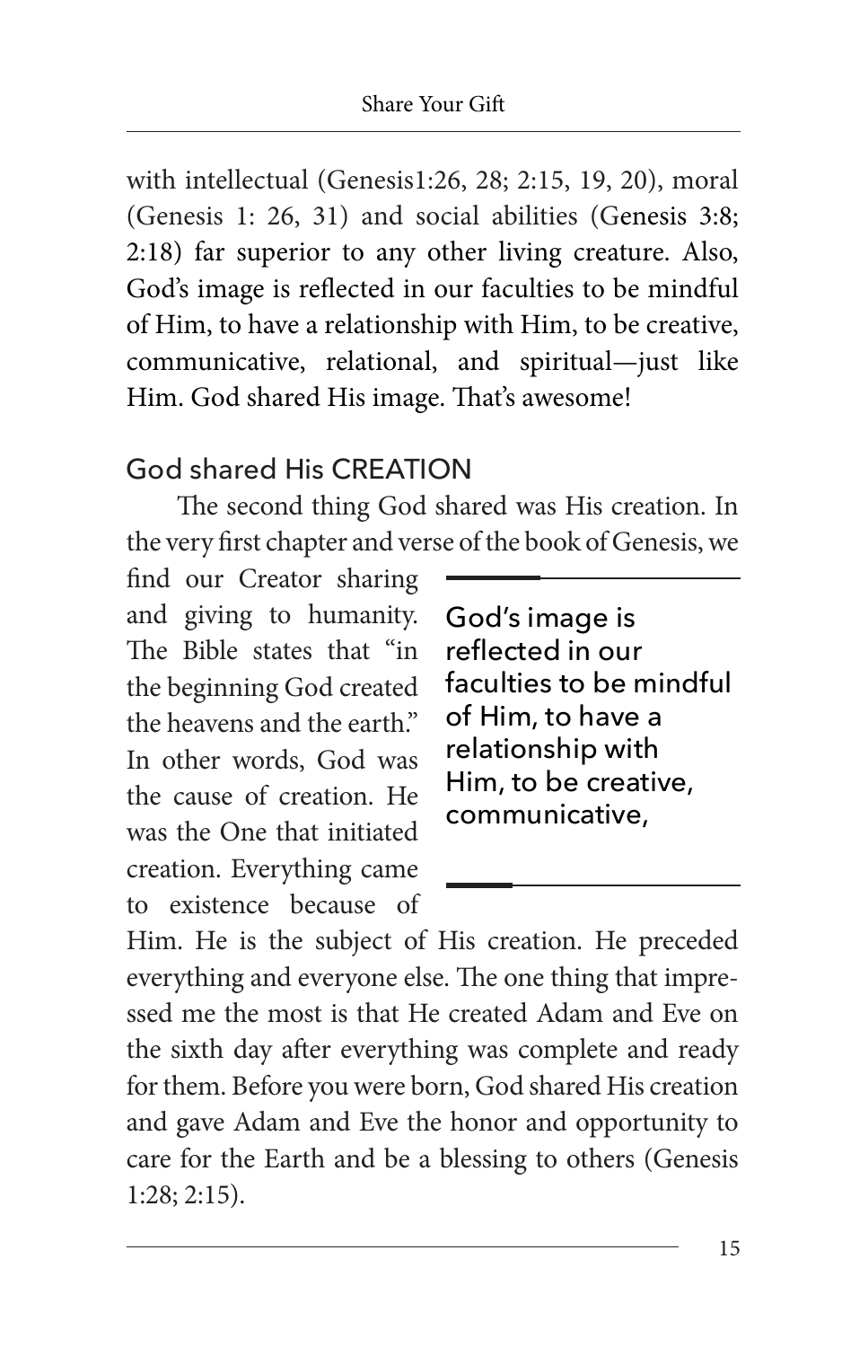with intellectual (Genesis1:26, 28; 2:15, 19, 20), moral (Genesis 1: 26, 31) and social abilities (Genesis 3:8; 2:18) far superior to any other living creature. Also, God's image is reflected in our faculties to be mindful of Him, to have a relationship with Him, to be creative, communicative, relational, and spiritual—just like Him. God shared His image. That's awesome!

## God shared His CREATION

The second thing God shared was His creation. In the very first chapter and verse of the book of Genesis, we find our Creator sharing and giving to humanity. The Bible states that "in the beginning God created the heavens and the earth." In other words, God was the cause of creation. He was the One that initiated creation. Everything came to existence because of Him. He is the subject of His creation. He preceded everything and everyone else. The one thing that impressed me the most is that He created Adam and Eve on the sixth day after everything was complete and ready for them. Before you were born, God shared His creation and gave Adam and Eve the honor and opportunity to care for the Earth and be a blessing to others (Genesis 1:28; 2:15).

> God's image is reflected in our faculties to be mindful of Him, to have a relationship with Him, to be creative, communicative,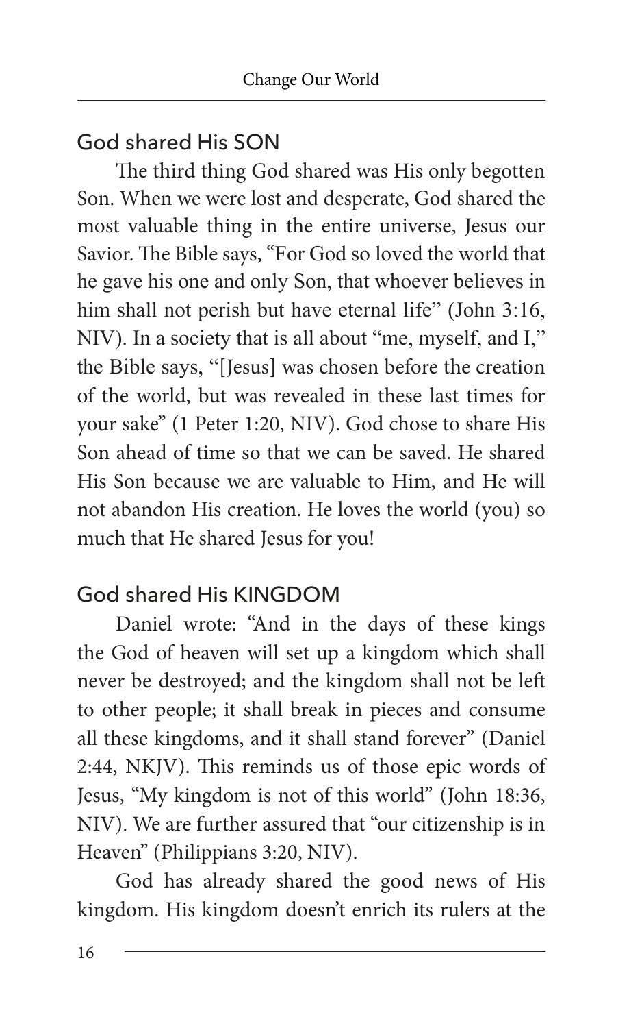## God shared His SON

The third thing God shared was His only begotten Son. When we were lost and desperate, God shared the most valuable thing in the entire universe, Jesus our Savior. The Bible says, "For God so loved the world that he gave his one and only Son, that whoever believes in him shall not perish but have eternal life" (John 3:16, NIV). In a society that is all about "me, myself, and I," the Bible says, "[Jesus] was chosen before the creation of the world, but was revealed in these last times for your sake" (1 Peter 1:20, NIV). God chose to share His Son ahead of time so that we can be saved. He shared His Son because we are valuable to Him, and He will not abandon His creation. He loves the world (you) so much that He shared Jesus for you!

## God shared His KINGDOM

Daniel wrote: "And in the days of these kings the God of heaven will set up a kingdom which shall never be destroyed; and the kingdom shall not be left to other people; it shall break in pieces and consume all these kingdoms, and it shall stand forever" (Daniel 2:44, NKJV). This reminds us of those epic words of Jesus, "My kingdom is not of this world" (John 18:36, NIV). We are further assured that "our citizenship is in Heaven" (Philippians 3:20, NIV).

God has already shared the good news of His kingdom. His kingdom doesn't enrich its rulers at the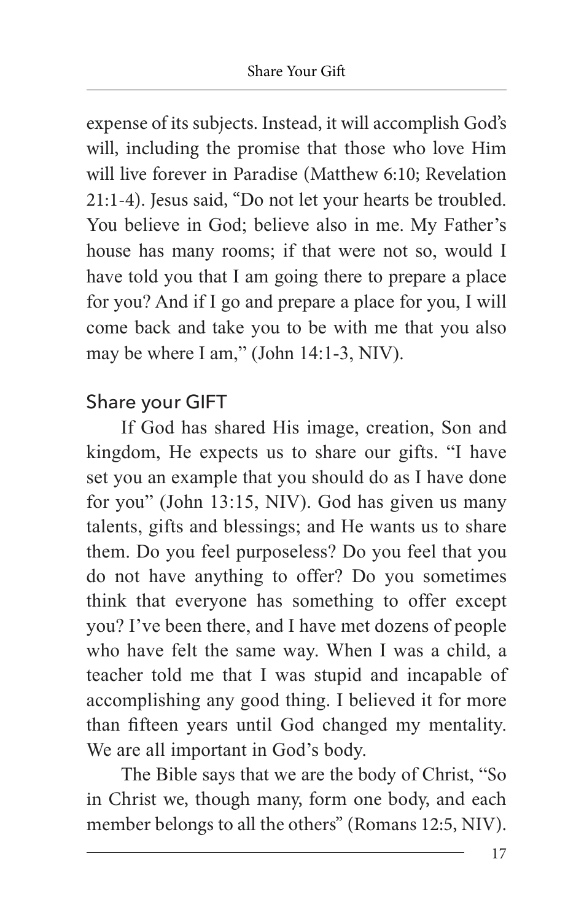expense of its subjects. Instead, it will accomplish God's will, including the promise that those who love Him will live forever in Paradise (Matthew 6:10; Revelation 21:1-4). Jesus said, "Do not let your hearts be troubled. You believe in God; believe also in me. My Father's house has many rooms; if that were not so, would I have told you that I am going there to prepare a place for you? And if I go and prepare a place for you, I will come back and take you to be with me that you also may be where I am," (John 14:1-3, NIV).

## Share your GIFT

If God has shared His image, creation, Son and kingdom, He expects us to share our gifts. "I have set you an example that you should do as I have done for you" (John 13:15, NIV). God has given us many talents, gifts and blessings; and He wants us to share them. Do you feel purposeless? Do you feel that you do not have anything to offer? Do you sometimes think that everyone has something to offer except you? I've been there, and I have met dozens of people who have felt the same way. When I was a child, a teacher told me that I was stupid and incapable of accomplishing any good thing. I believed it for more than fifteen years until God changed my mentality. We are all important in God's body.

The Bible says that we are the body of Christ, "So in Christ we, though many, form one body, and each member belongs to all the others" (Romans 12:5, NIV).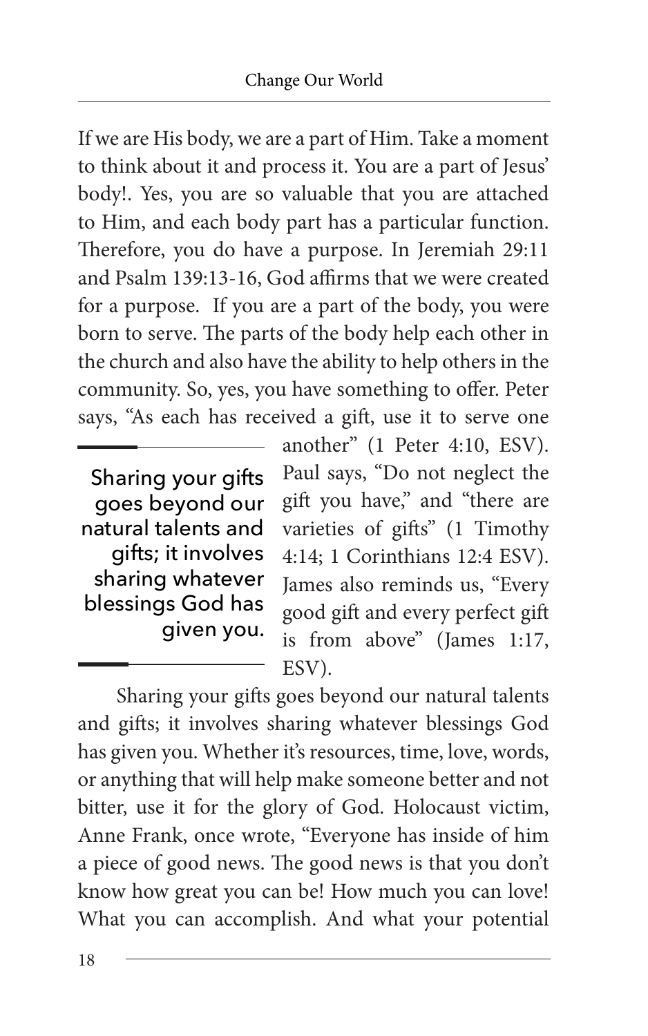If we are His body, we are a part of Him. Take a moment to think about it and process it. You are a part of Jesus' body!. Yes, you are so valuable that you are attached to Him, and each body part has a particular function. Therefore, you do have a purpose. In Jeremiah 29:11 and Psalm 139:13-16, God affirms that we were created for a purpose. If you are a part of the body, you were born to serve. The parts of the body help each other in the church and also have the ability to help others in the community. So, yes, you have something to offer. Peter says, "As each has received a gift, use it to serve one another" (1 Peter 4:10, ESV). Paul says, "Do not neglect the gift you have," and "there are varieties of gifts" (1 Timothy 4:14; 1 Corinthians 12:4 ESV). James also reminds us, "Every good gift and every perfect gift is from above" (James 1:17, ESV).

> Sharing your gifts goes beyond our natural talents and gifts; it involves sharing whatever blessings God has given you.

Sharing your gifts goes beyond our natural talents and gifts; it involves sharing whatever blessings God has given you. Whether it's resources, time, love, words, or anything that will help make someone better and not bitter, use it for the glory of God. Holocaust victim, Anne Frank, once wrote, "Everyone has inside of him a piece of good news. The good news is that you don't know how great you can be! How much you can love! What you can accomplish. And what your potential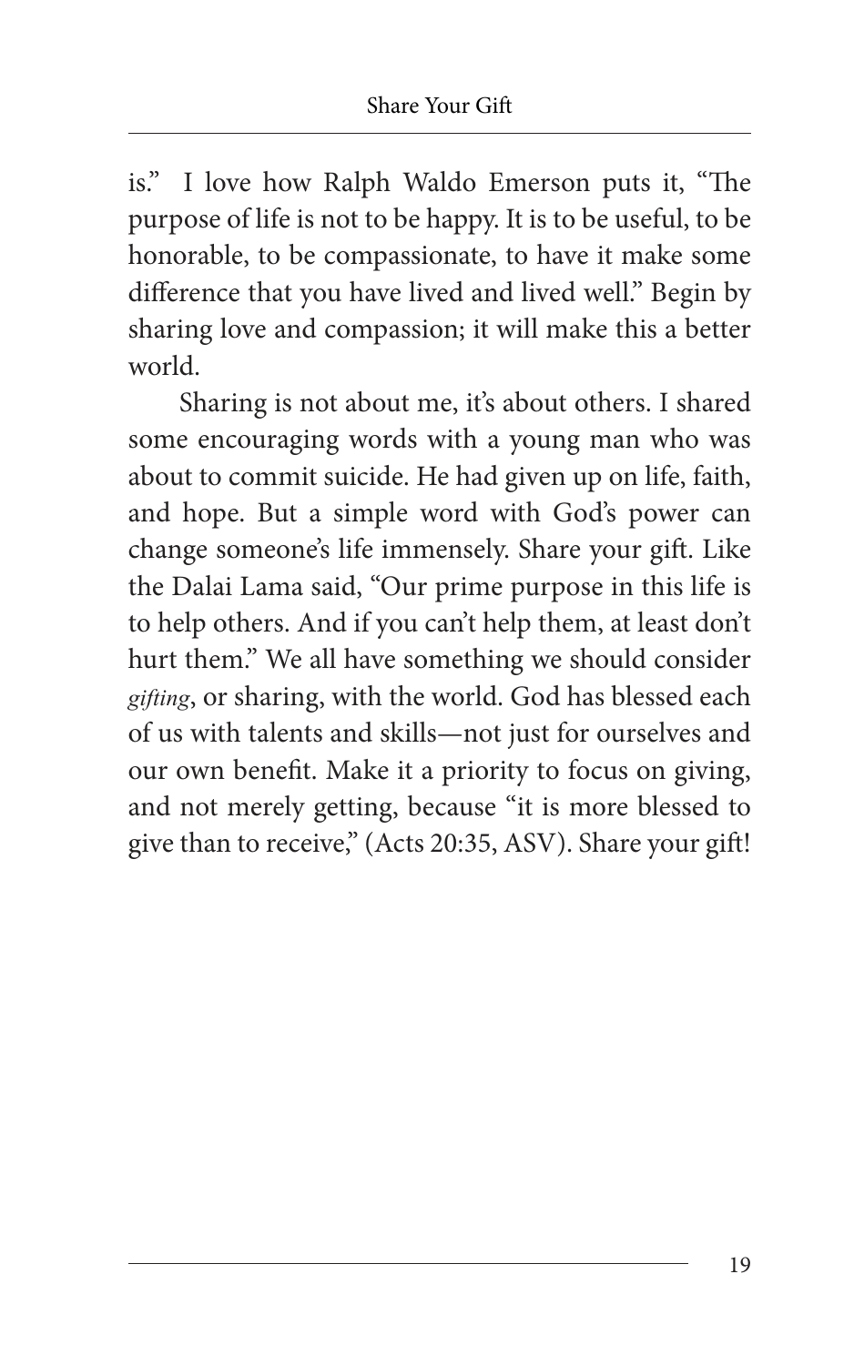is." I love how Ralph Waldo Emerson puts it, "The purpose of life is not to be happy. It is to be useful, to be honorable, to be compassionate, to have it make some difference that you have lived and lived well." Begin by sharing love and compassion; it will make this a better world.

Sharing is not about me, it's about others. I shared some encouraging words with a young man who was about to commit suicide. He had given up on life, faith, and hope. But a simple word with God's power can change someone's life immensely. Share your gift. Like the Dalai Lama said, "Our prime purpose in this life is to help others. And if you can't help them, at least don't hurt them." We all have something we should consider *gifting*, or sharing, with the world. God has blessed each of us with talents and skills—not just for ourselves and our own benefit. Make it a priority to focus on giving, and not merely getting, because "it is more blessed to give than to receive," (Acts 20:35, ASV). Share your gift!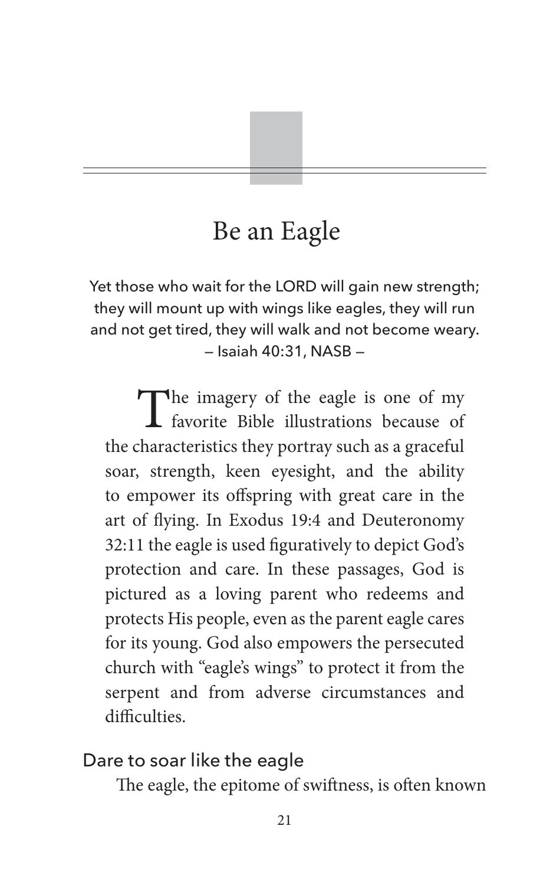# Be an Eagle

Yet those who wait for the LORD will gain new strength; they will mount up with wings like eagles, they will run and not get tired, they will walk and not become weary.
— Isaiah 40:31, NASB —

The imagery of the eagle is one of my favorite Bible illustrations because of the characteristics they portray such as a graceful soar, strength, keen eyesight, and the ability to empower its offspring with great care in the art of flying. In Exodus 19:4 and Deuteronomy 32:11 the eagle is used figuratively to depict God's protection and care. In these passages, God is pictured as a loving parent who redeems and protects His people, even as the parent eagle cares for its young. God also empowers the persecuted church with "eagle's wings" to protect it from the serpent and from adverse circumstances and difficulties.

## Dare to soar like the eagle

The eagle, the epitome of swiftness, is often known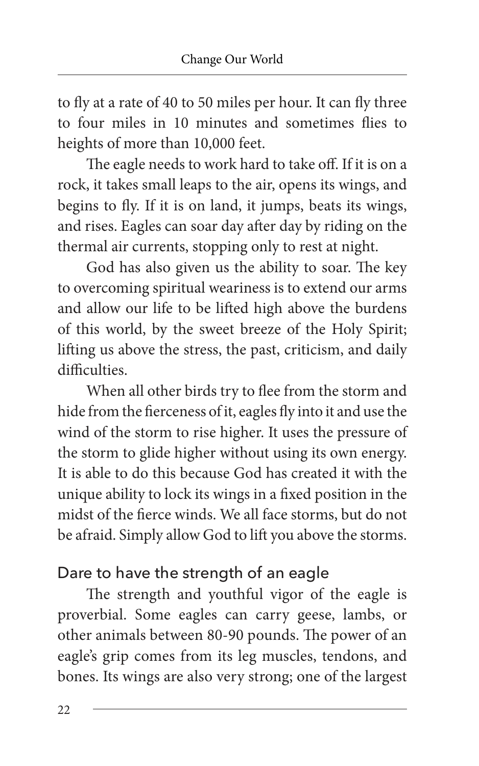to fly at a rate of 40 to 50 miles per hour. It can fly three to four miles in 10 minutes and sometimes flies to heights of more than 10,000 feet.

The eagle needs to work hard to take off. If it is on a rock, it takes small leaps to the air, opens its wings, and begins to fly. If it is on land, it jumps, beats its wings, and rises. Eagles can soar day after day by riding on the thermal air currents, stopping only to rest at night.

God has also given us the ability to soar. The key to overcoming spiritual weariness is to extend our arms and allow our life to be lifted high above the burdens of this world, by the sweet breeze of the Holy Spirit; lifting us above the stress, the past, criticism, and daily difficulties.

When all other birds try to flee from the storm and hide from the fierceness of it, eagles fly into it and use the wind of the storm to rise higher. It uses the pressure of the storm to glide higher without using its own energy. It is able to do this because God has created it with the unique ability to lock its wings in a fixed position in the midst of the fierce winds. We all face storms, but do not be afraid. Simply allow God to lift you above the storms.

## Dare to have the strength of an eagle

The strength and youthful vigor of the eagle is proverbial. Some eagles can carry geese, lambs, or other animals between 80-90 pounds. The power of an eagle's grip comes from its leg muscles, tendons, and bones. Its wings are also very strong; one of the largest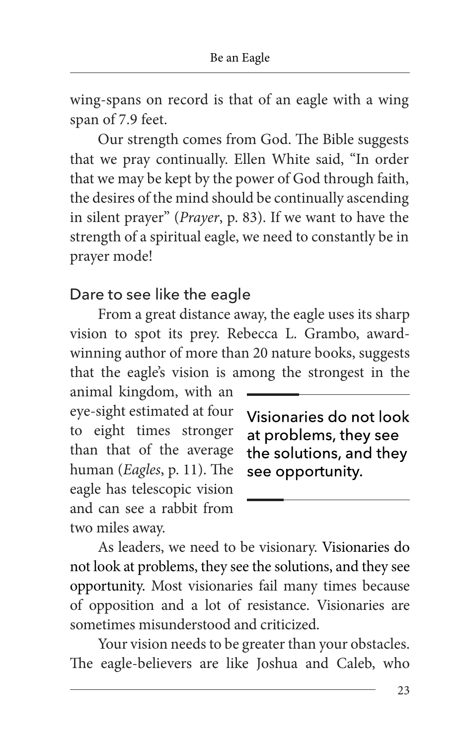wing-spans on record is that of an eagle with a wing span of 7.9 feet.

Our strength comes from God. The Bible suggests that we pray continually. Ellen White said, "In order that we may be kept by the power of God through faith, the desires of the mind should be continually ascending in silent prayer" (*Prayer*, p. 83). If we want to have the strength of a spiritual eagle, we need to constantly be in prayer mode!

## Dare to see like the eagle

From a great distance away, the eagle uses its sharp vision to spot its prey. Rebecca L. Grambo, award-winning author of more than 20 nature books, suggests that the eagle's vision is among the strongest in the animal kingdom, with an eye-sight estimated at four to eight times stronger than that of the average human (*Eagles*, p. 11). The eagle has telescopic vision and can see a rabbit from two miles away.

> Visionaries do not look at problems, they see the solutions, and they see opportunity.

As leaders, we need to be visionary. Visionaries do not look at problems, they see the solutions, and they see opportunity. Most visionaries fail many times because of opposition and a lot of resistance. Visionaries are sometimes misunderstood and criticized.

Your vision needs to be greater than your obstacles. The eagle-believers are like Joshua and Caleb, who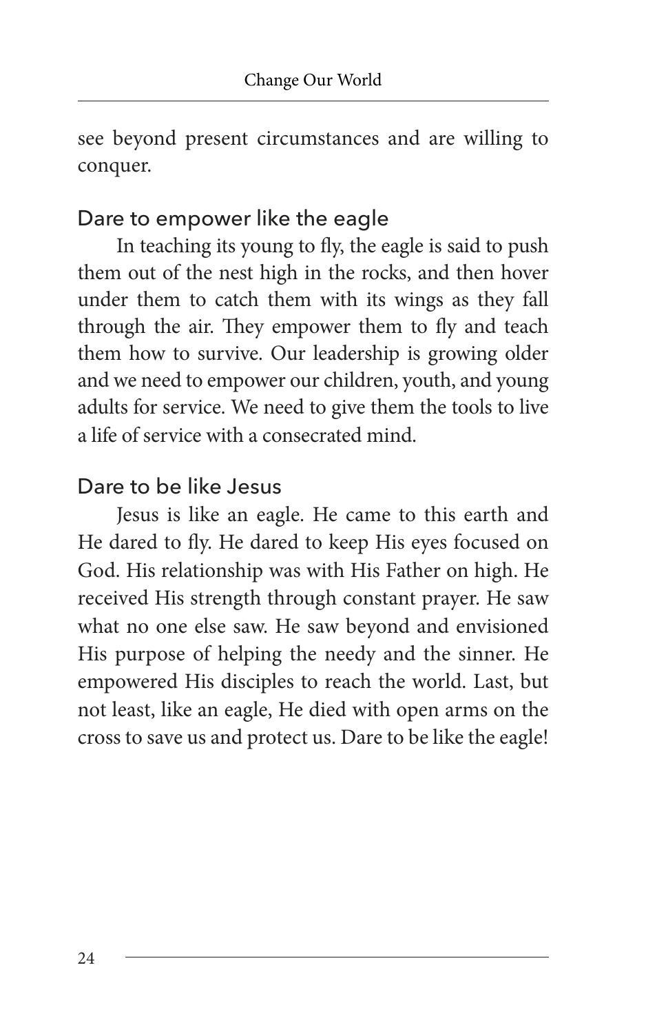see beyond present circumstances and are willing to conquer.

## Dare to empower like the eagle

In teaching its young to fly, the eagle is said to push them out of the nest high in the rocks, and then hover under them to catch them with its wings as they fall through the air. They empower them to fly and teach them how to survive. Our leadership is growing older and we need to empower our children, youth, and young adults for service. We need to give them the tools to live a life of service with a consecrated mind.

## Dare to be like Jesus

Jesus is like an eagle. He came to this earth and He dared to fly. He dared to keep His eyes focused on God. His relationship was with His Father on high. He received His strength through constant prayer. He saw what no one else saw. He saw beyond and envisioned His purpose of helping the needy and the sinner. He empowered His disciples to reach the world. Last, but not least, like an eagle, He died with open arms on the cross to save us and protect us. Dare to be like the eagle!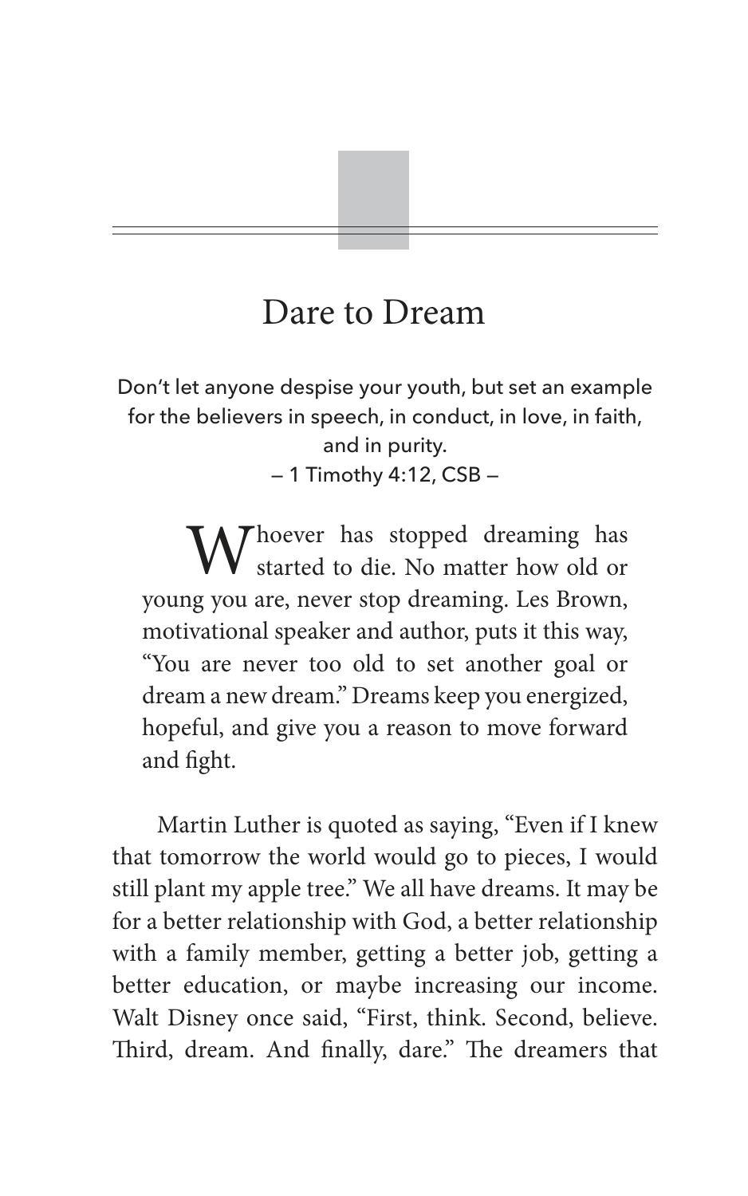# Dare to Dream

Don't let anyone despise your youth, but set an example for the believers in speech, in conduct, in love, in faith, and in purity.
— 1 Timothy 4:12, CSB —

Whoever has stopped dreaming has started to die. No matter how old or young you are, never stop dreaming. Les Brown, motivational speaker and author, puts it this way, "You are never too old to set another goal or dream a new dream." Dreams keep you energized, hopeful, and give you a reason to move forward and fight.

Martin Luther is quoted as saying, "Even if I knew that tomorrow the world would go to pieces, I would still plant my apple tree." We all have dreams. It may be for a better relationship with God, a better relationship with a family member, getting a better job, getting a better education, or maybe increasing our income. Walt Disney once said, "First, think. Second, believe. Third, dream. And finally, dare." The dreamers that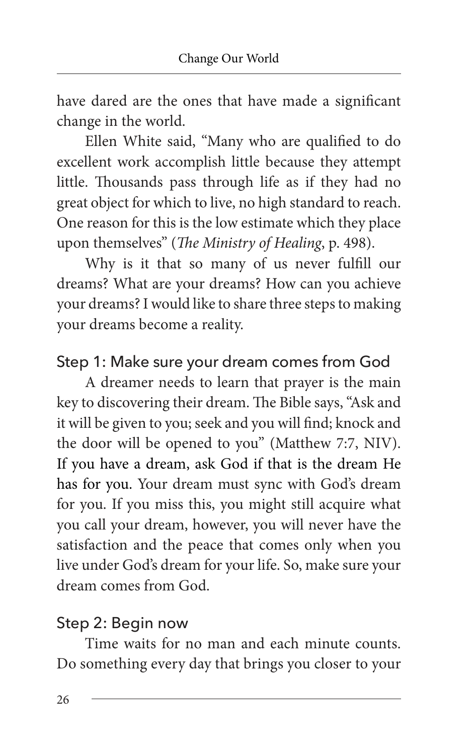have dared are the ones that have made a significant change in the world.

Ellen White said, "Many who are qualified to do excellent work accomplish little because they attempt little. Thousands pass through life as if they had no great object for which to live, no high standard to reach. One reason for this is the low estimate which they place upon themselves" (*The Ministry of Healing*, p. 498).

Why is it that so many of us never fulfill our dreams? What are your dreams? How can you achieve your dreams? I would like to share three steps to making your dreams become a reality.

### Step 1: Make sure your dream comes from God

A dreamer needs to learn that prayer is the main key to discovering their dream. The Bible says, "Ask and it will be given to you; seek and you will find; knock and the door will be opened to you" (Matthew 7:7, NIV). If you have a dream, ask God if that is the dream He has for you. Your dream must sync with God's dream for you. If you miss this, you might still acquire what you call your dream, however, you will never have the satisfaction and the peace that comes only when you live under God's dream for your life. So, make sure your dream comes from God.

### Step 2: Begin now

Time waits for no man and each minute counts. Do something every day that brings you closer to your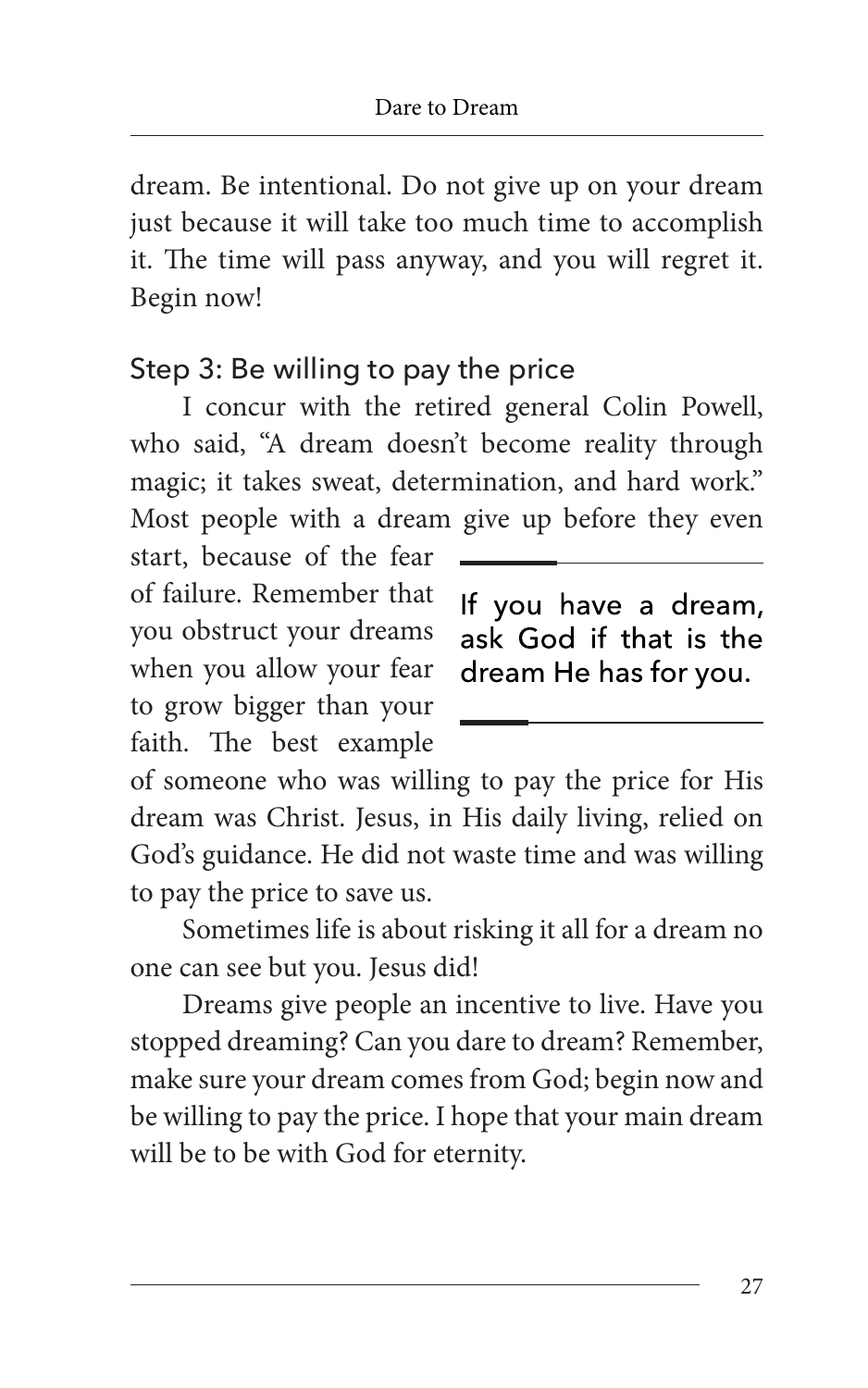dream. Be intentional. Do not give up on your dream just because it will take too much time to accomplish it. The time will pass anyway, and you will regret it. Begin now!

### Step 3: Be willing to pay the price

I concur with the retired general Colin Powell, who said, "A dream doesn't become reality through magic; it takes sweat, determination, and hard work." Most people with a dream give up before they even start, because of the fear of failure. Remember that you obstruct your dreams when you allow your fear to grow bigger than your faith. The best example of someone who was willing to pay the price for His dream was Christ. Jesus, in His daily living, relied on God's guidance. He did not waste time and was willing to pay the price to save us.

> If you have a dream, ask God if that is the dream He has for you.

Sometimes life is about risking it all for a dream no one can see but you. Jesus did!

Dreams give people an incentive to live. Have you stopped dreaming? Can you dare to dream? Remember, make sure your dream comes from God; begin now and be willing to pay the price. I hope that your main dream will be to be with God for eternity.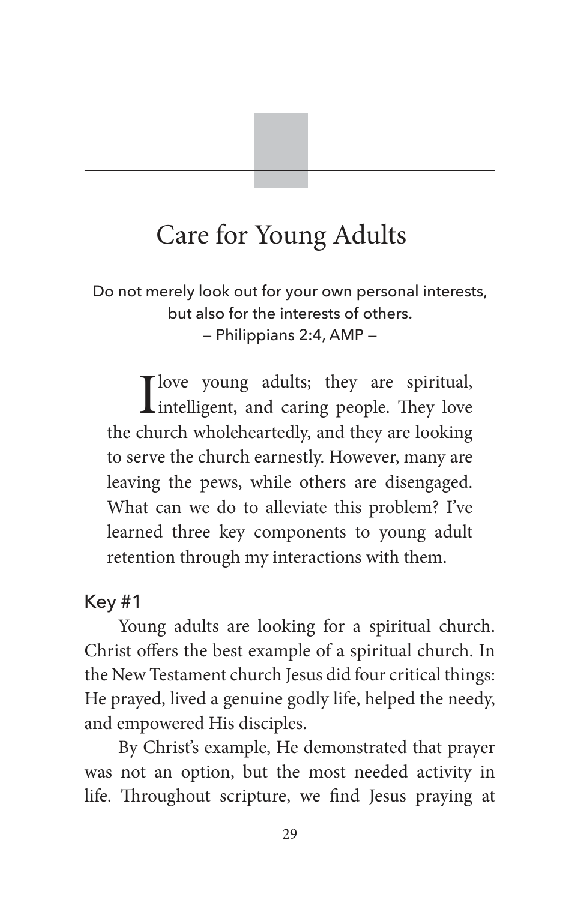# Care for Young Adults

Do not merely look out for your own personal interests, but also for the interests of others.
— Philippians 2:4, AMP —

I love young adults; they are spiritual, intelligent, and caring people. They love the church wholeheartedly, and they are looking to serve the church earnestly. However, many are leaving the pews, while others are disengaged. What can we do to alleviate this problem? I've learned three key components to young adult retention through my interactions with them.

## Key #1

Young adults are looking for a spiritual church. Christ offers the best example of a spiritual church. In the New Testament church Jesus did four critical things: He prayed, lived a genuine godly life, helped the needy, and empowered His disciples.

By Christ's example, He demonstrated that prayer was not an option, but the most needed activity in life. Throughout scripture, we find Jesus praying at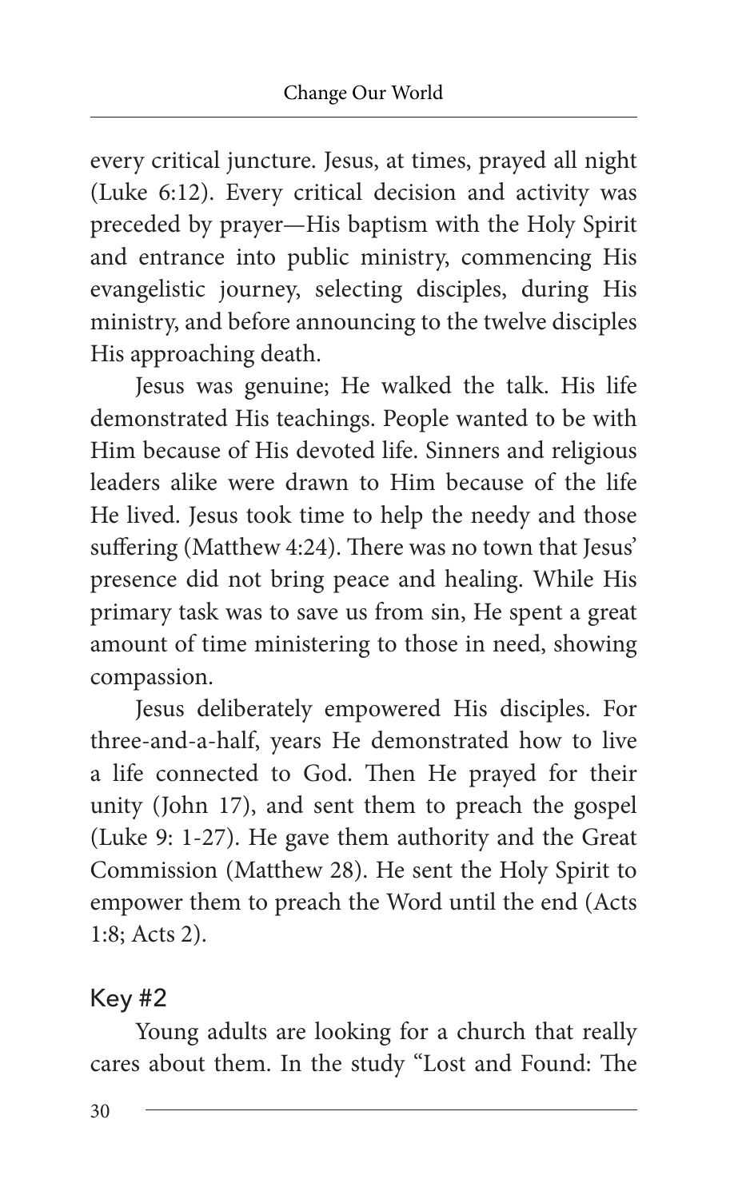every critical juncture. Jesus, at times, prayed all night (Luke 6:12). Every critical decision and activity was preceded by prayer—His baptism with the Holy Spirit and entrance into public ministry, commencing His evangelistic journey, selecting disciples, during His ministry, and before announcing to the twelve disciples His approaching death.

Jesus was genuine; He walked the talk. His life demonstrated His teachings. People wanted to be with Him because of His devoted life. Sinners and religious leaders alike were drawn to Him because of the life He lived. Jesus took time to help the needy and those suffering (Matthew 4:24). There was no town that Jesus' presence did not bring peace and healing. While His primary task was to save us from sin, He spent a great amount of time ministering to those in need, showing compassion.

Jesus deliberately empowered His disciples. For three-and-a-half, years He demonstrated how to live a life connected to God. Then He prayed for their unity (John 17), and sent them to preach the gospel (Luke 9: 1-27). He gave them authority and the Great Commission (Matthew 28). He sent the Holy Spirit to empower them to preach the Word until the end (Acts 1:8; Acts 2).

### Key #2

Young adults are looking for a church that really cares about them. In the study "Lost and Found: The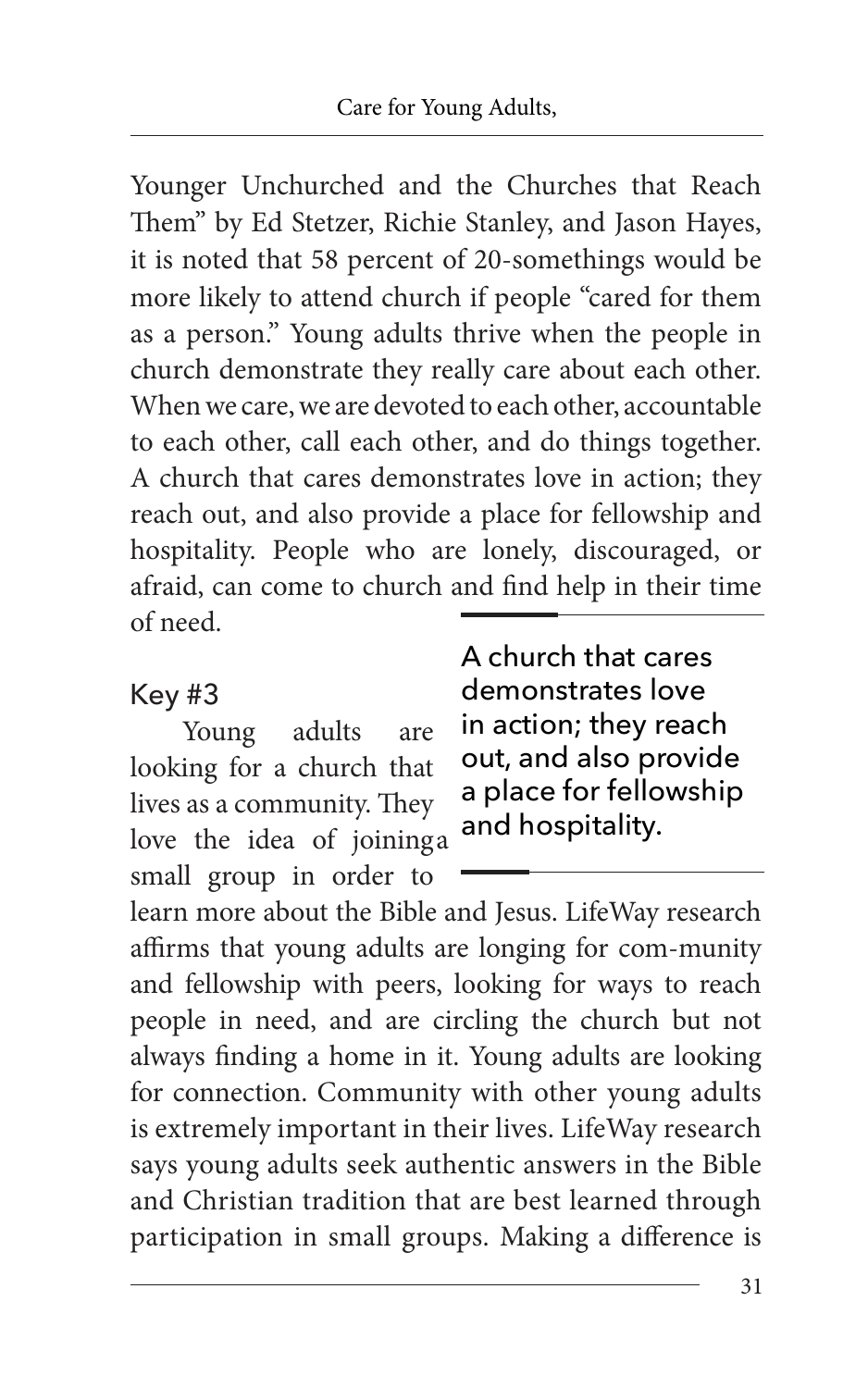Younger Unchurched and the Churches that Reach Them" by Ed Stetzer, Richie Stanley, and Jason Hayes, it is noted that 58 percent of 20-somethings would be more likely to attend church if people "cared for them as a person." Young adults thrive when the people in church demonstrate they really care about each other. When we care, we are devoted to each other, accountable to each other, call each other, and do things together. A church that cares demonstrates love in action; they reach out, and also provide a place for fellowship and hospitality. People who are lonely, discouraged, or afraid, can come to church and find help in their time of need.

> A church that cares demonstrates love in action; they reach out, and also provide a place for fellowship and hospitality.

## Key #3

Young adults are looking for a church that lives as a community. They love the idea of joining a small group in order to learn more about the Bible and Jesus. LifeWay research affirms that young adults are longing for com-munity and fellowship with peers, looking for ways to reach people in need, and are circling the church but not always finding a home in it. Young adults are looking for connection. Community with other young adults is extremely important in their lives. LifeWay research says young adults seek authentic answers in the Bible and Christian tradition that are best learned through participation in small groups. Making a difference is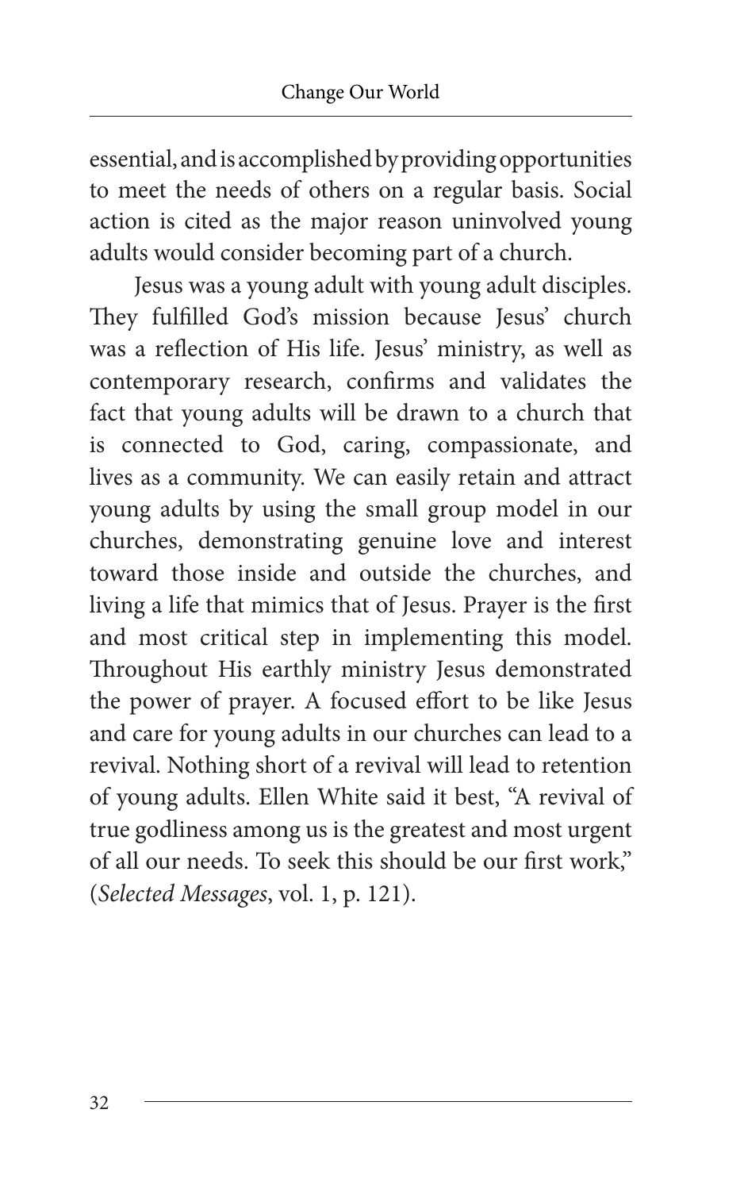essential, and is accomplished by providing opportunities to meet the needs of others on a regular basis. Social action is cited as the major reason uninvolved young adults would consider becoming part of a church.

Jesus was a young adult with young adult disciples. They fulfilled God's mission because Jesus' church was a reflection of His life. Jesus' ministry, as well as contemporary research, confirms and validates the fact that young adults will be drawn to a church that is connected to God, caring, compassionate, and lives as a community. We can easily retain and attract young adults by using the small group model in our churches, demonstrating genuine love and interest toward those inside and outside the churches, and living a life that mimics that of Jesus. Prayer is the first and most critical step in implementing this model. Throughout His earthly ministry Jesus demonstrated the power of prayer. A focused effort to be like Jesus and care for young adults in our churches can lead to a revival. Nothing short of a revival will lead to retention of young adults. Ellen White said it best, "A revival of true godliness among us is the greatest and most urgent of all our needs. To seek this should be our first work," (*Selected Messages*, vol. 1, p. 121).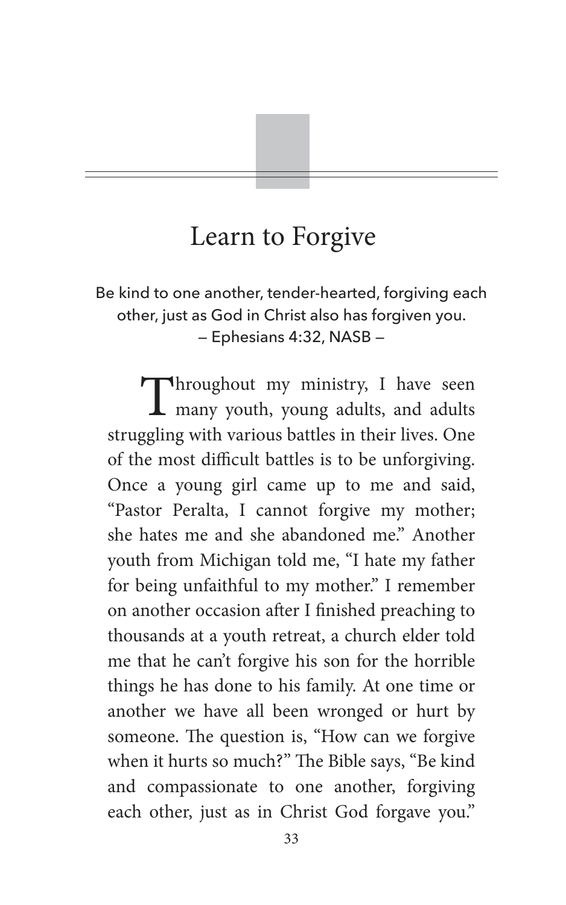# Learn to Forgive

Be kind to one another, tender-hearted, forgiving each other, just as God in Christ also has forgiven you.
— Ephesians 4:32, NASB —

Throughout my ministry, I have seen many youth, young adults, and adults struggling with various battles in their lives. One of the most difficult battles is to be unforgiving. Once a young girl came up to me and said, "Pastor Peralta, I cannot forgive my mother; she hates me and she abandoned me." Another youth from Michigan told me, "I hate my father for being unfaithful to my mother." I remember on another occasion after I finished preaching to thousands at a youth retreat, a church elder told me that he can't forgive his son for the horrible things he has done to his family. At one time or another we have all been wronged or hurt by someone. The question is, "How can we forgive when it hurts so much?" The Bible says, "Be kind and compassionate to one another, forgiving each other, just as in Christ God forgave you."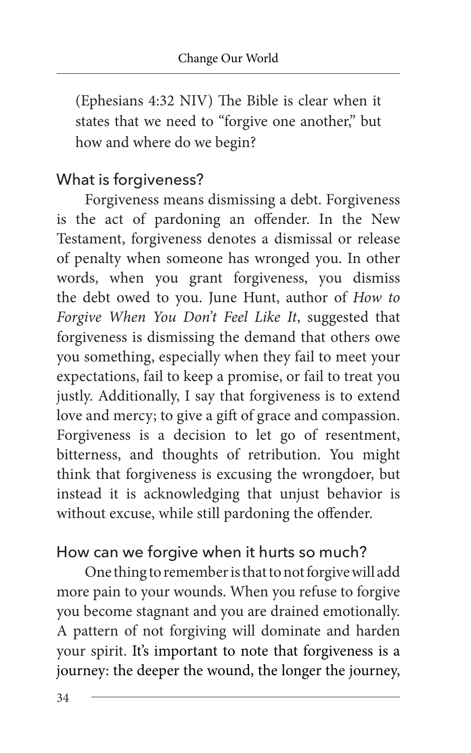(Ephesians 4:32 NIV) The Bible is clear when it states that we need to "forgive one another," but how and where do we begin?

## What is forgiveness?

Forgiveness means dismissing a debt. Forgiveness is the act of pardoning an offender. In the New Testament, forgiveness denotes a dismissal or release of penalty when someone has wronged you. In other words, when you grant forgiveness, you dismiss the debt owed to you. June Hunt, author of *How to Forgive When You Don't Feel Like It*, suggested that forgiveness is dismissing the demand that others owe you something, especially when they fail to meet your expectations, fail to keep a promise, or fail to treat you justly. Additionally, I say that forgiveness is to extend love and mercy; to give a gift of grace and compassion. Forgiveness is a decision to let go of resentment, bitterness, and thoughts of retribution. You might think that forgiveness is excusing the wrongdoer, but instead it is acknowledging that unjust behavior is without excuse, while still pardoning the offender.

## How can we forgive when it hurts so much?

One thing to remember is that to not forgive will add more pain to your wounds. When you refuse to forgive you become stagnant and you are drained emotionally. A pattern of not forgiving will dominate and harden your spirit. It's important to note that forgiveness is a journey: the deeper the wound, the longer the journey,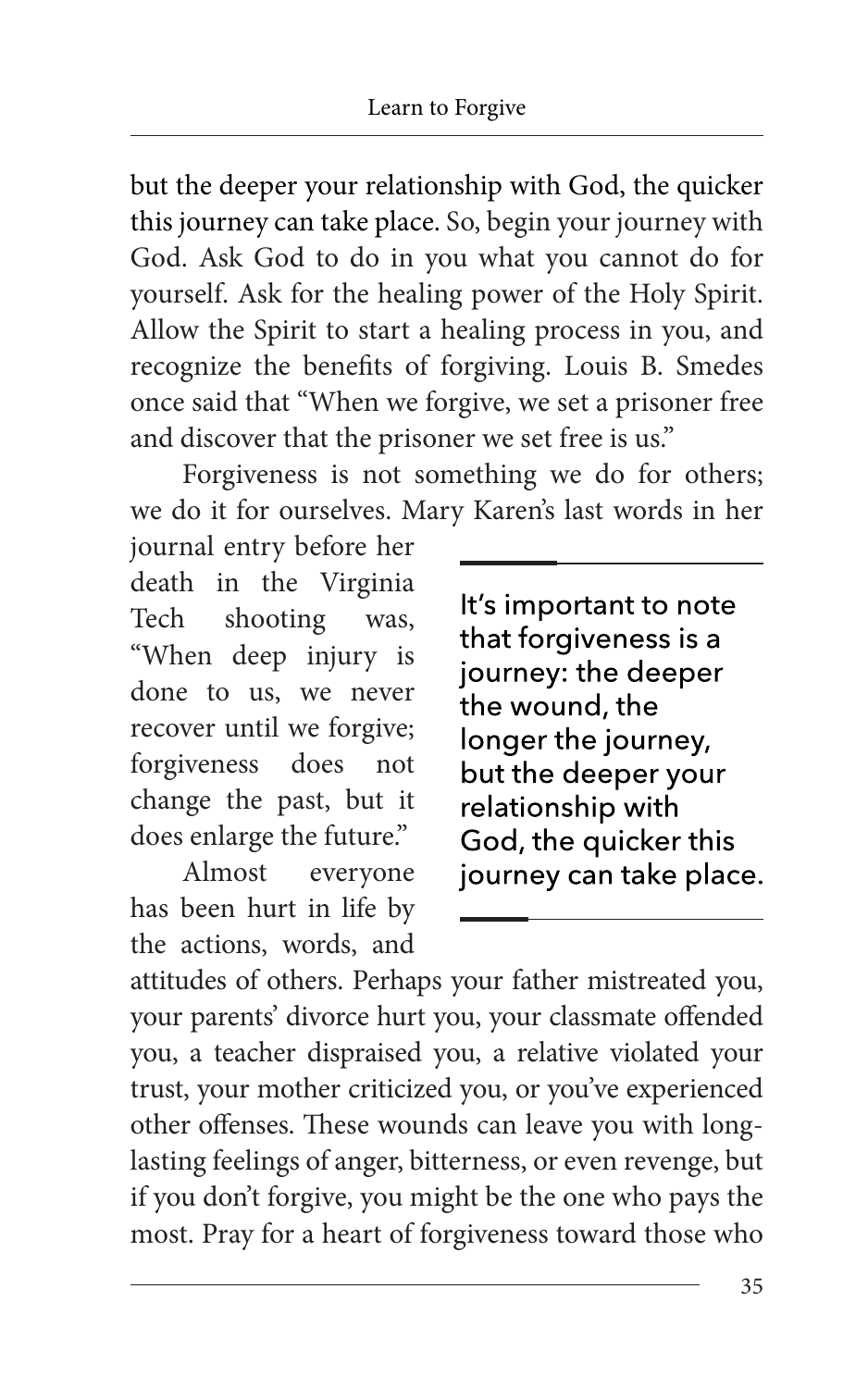but the deeper your relationship with God, the quicker this journey can take place. So, begin your journey with God. Ask God to do in you what you cannot do for yourself. Ask for the healing power of the Holy Spirit. Allow the Spirit to start a healing process in you, and recognize the benefits of forgiving. Louis B. Smedes once said that "When we forgive, we set a prisoner free and discover that the prisoner we set free is us."

Forgiveness is not something we do for others; we do it for ourselves. Mary Karen's last words in her journal entry before her death in the Virginia Tech shooting was, "When deep injury is done to us, we never recover until we forgive; forgiveness does not change the past, but it does enlarge the future."

> It's important to note that forgiveness is a journey: the deeper the wound, the longer the journey, but the deeper your relationship with God, the quicker this journey can take place.

Almost everyone has been hurt in life by the actions, words, and attitudes of others. Perhaps your father mistreated you, your parents' divorce hurt you, your classmate offended you, a teacher dispraised you, a relative violated your trust, your mother criticized you, or you've experienced other offenses. These wounds can leave you with long-lasting feelings of anger, bitterness, or even revenge, but if you don't forgive, you might be the one who pays the most. Pray for a heart of forgiveness toward those who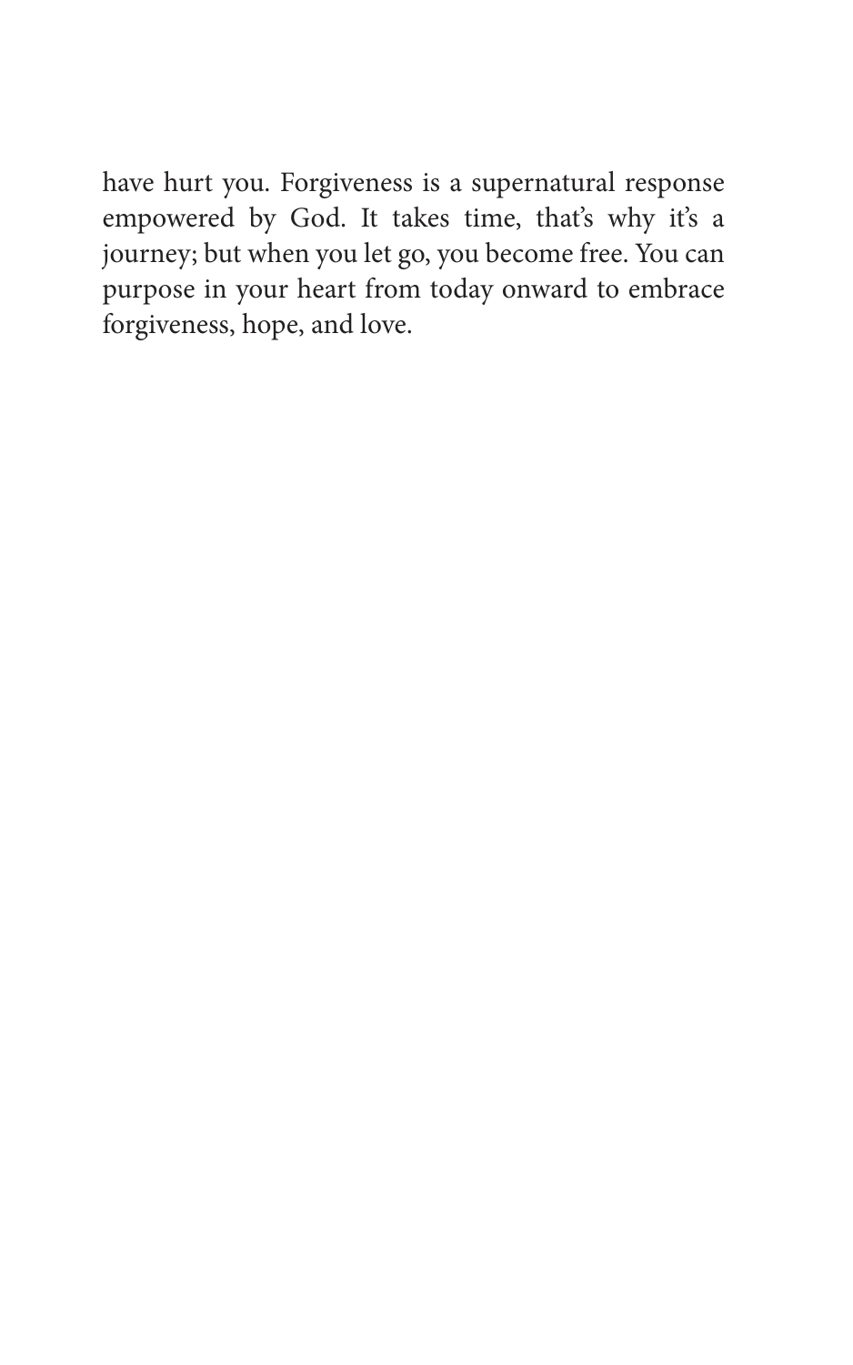have hurt you. Forgiveness is a supernatural response empowered by God. It takes time, that's why it's a journey; but when you let go, you become free. You can purpose in your heart from today onward to embrace forgiveness, hope, and love.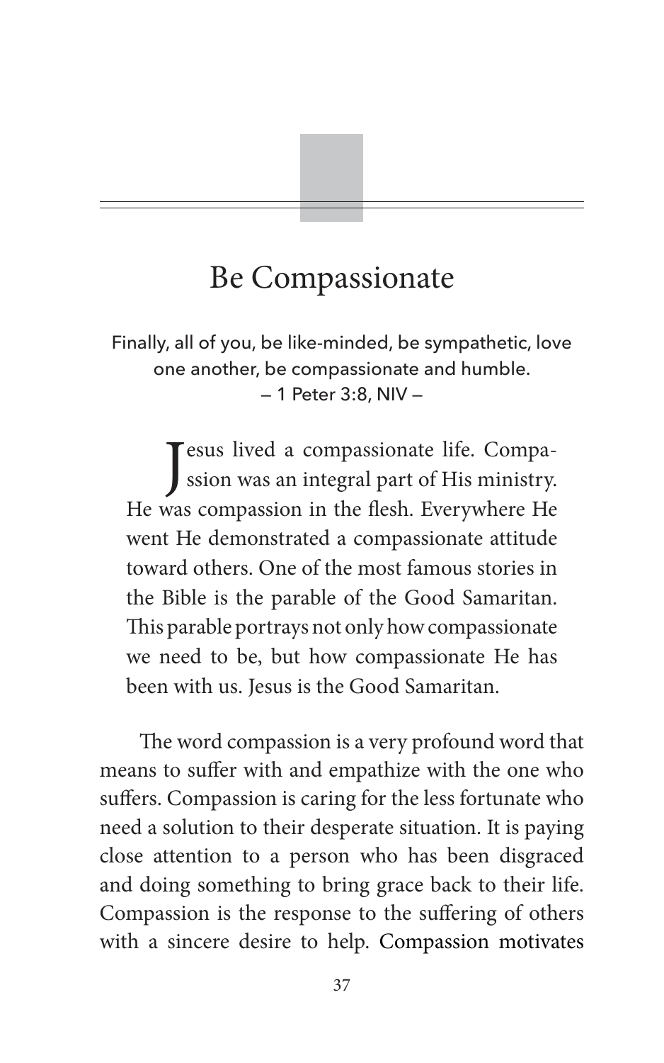# Be Compassionate

Finally, all of you, be like-minded, be sympathetic, love one another, be compassionate and humble.
— 1 Peter 3:8, NIV —

Jesus lived a compassionate life. Compassion was an integral part of His ministry. He was compassion in the flesh. Everywhere He went He demonstrated a compassionate attitude toward others. One of the most famous stories in the Bible is the parable of the Good Samaritan. This parable portrays not only how compassionate we need to be, but how compassionate He has been with us. Jesus is the Good Samaritan.

The word compassion is a very profound word that means to suffer with and empathize with the one who suffers. Compassion is caring for the less fortunate who need a solution to their desperate situation. It is paying close attention to a person who has been disgraced and doing something to bring grace back to their life. Compassion is the response to the suffering of others with a sincere desire to help. Compassion motivates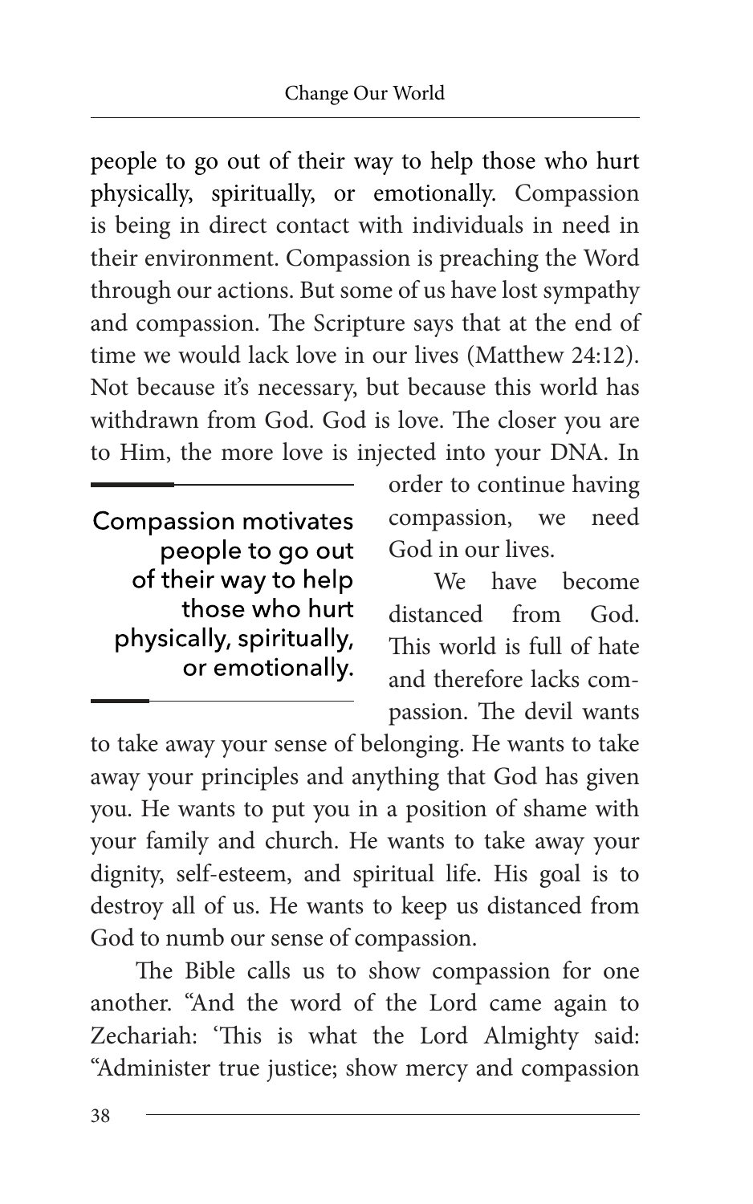people to go out of their way to help those who hurt physically, spiritually, or emotionally. Compassion is being in direct contact with individuals in need in their environment. Compassion is preaching the Word through our actions. But some of us have lost sympathy and compassion. The Scripture says that at the end of time we would lack love in our lives (Matthew 24:12). Not because it's necessary, but because this world has withdrawn from God. God is love. The closer you are to Him, the more love is injected into your DNA. In order to continue having compassion, we need God in our lives.

> Compassion motivates people to go out of their way to help those who hurt physically, spiritually, or emotionally.

We have become distanced from God. This world is full of hate and therefore lacks compassion. The devil wants to take away your sense of belonging. He wants to take away your principles and anything that God has given you. He wants to put you in a position of shame with your family and church. He wants to take away your dignity, self-esteem, and spiritual life. His goal is to destroy all of us. He wants to keep us distanced from God to numb our sense of compassion.

The Bible calls us to show compassion for one another. "And the word of the Lord came again to Zechariah: 'This is what the Lord Almighty said: "Administer true justice; show mercy and compassion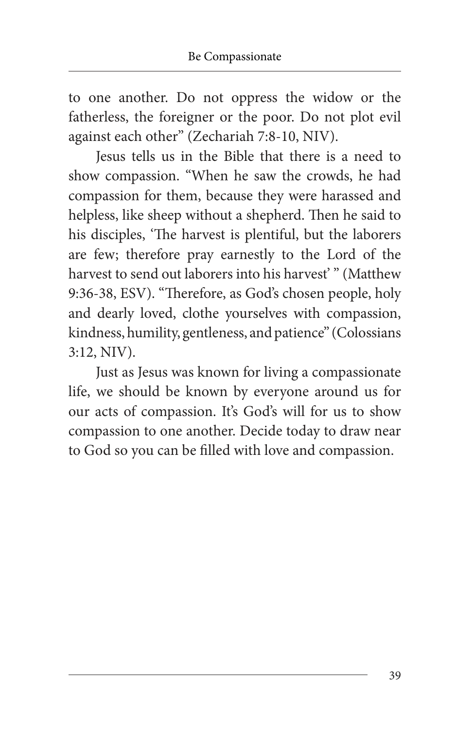to one another. Do not oppress the widow or the fatherless, the foreigner or the poor. Do not plot evil against each other" (Zechariah 7:8-10, NIV).

Jesus tells us in the Bible that there is a need to show compassion. "When he saw the crowds, he had compassion for them, because they were harassed and helpless, like sheep without a shepherd. Then he said to his disciples, 'The harvest is plentiful, but the laborers are few; therefore pray earnestly to the Lord of the harvest to send out laborers into his harvest' " (Matthew 9:36-38, ESV). "Therefore, as God's chosen people, holy and dearly loved, clothe yourselves with compassion, kindness, humility, gentleness, and patience" (Colossians 3:12, NIV).

Just as Jesus was known for living a compassionate life, we should be known by everyone around us for our acts of compassion. It's God's will for us to show compassion to one another. Decide today to draw near to God so you can be filled with love and compassion.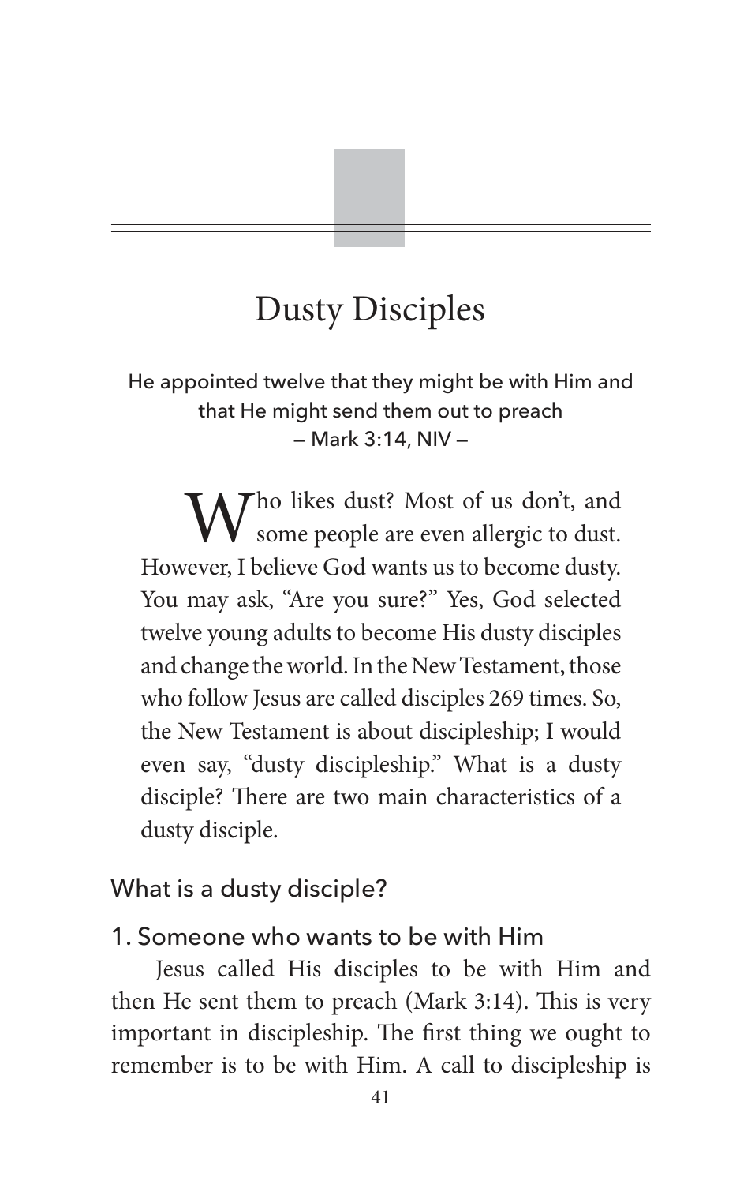# Dusty Disciples

He appointed twelve that they might be with Him and that He might send them out to preach
— Mark 3:14, NIV —

Who likes dust? Most of us don't, and some people are even allergic to dust. However, I believe God wants us to become dusty. You may ask, "Are you sure?" Yes, God selected twelve young adults to become His dusty disciples and change the world. In the New Testament, those who follow Jesus are called disciples 269 times. So, the New Testament is about discipleship; I would even say, "dusty discipleship." What is a dusty disciple? There are two main characteristics of a dusty disciple.

## What is a dusty disciple?

### 1. Someone who wants to be with Him

Jesus called His disciples to be with Him and then He sent them to preach (Mark 3:14). This is very important in discipleship. The first thing we ought to remember is to be with Him. A call to discipleship is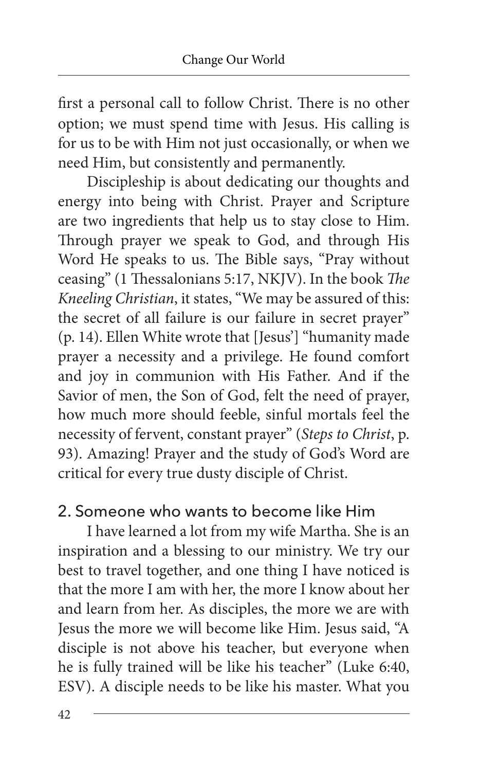first a personal call to follow Christ. There is no other option; we must spend time with Jesus. His calling is for us to be with Him not just occasionally, or when we need Him, but consistently and permanently.

Discipleship is about dedicating our thoughts and energy into being with Christ. Prayer and Scripture are two ingredients that help us to stay close to Him. Through prayer we speak to God, and through His Word He speaks to us. The Bible says, "Pray without ceasing" (1 Thessalonians 5:17, NKJV). In the book *The Kneeling Christian*, it states, "We may be assured of this: the secret of all failure is our failure in secret prayer" (p. 14). Ellen White wrote that [Jesus'] "humanity made prayer a necessity and a privilege. He found comfort and joy in communion with His Father. And if the Savior of men, the Son of God, felt the need of prayer, how much more should feeble, sinful mortals feel the necessity of fervent, constant prayer" (*Steps to Christ*, p. 93). Amazing! Prayer and the study of God's Word are critical for every true dusty disciple of Christ.

## 2. Someone who wants to become like Him

I have learned a lot from my wife Martha. She is an inspiration and a blessing to our ministry. We try our best to travel together, and one thing I have noticed is that the more I am with her, the more I know about her and learn from her. As disciples, the more we are with Jesus the more we will become like Him. Jesus said, "A disciple is not above his teacher, but everyone when he is fully trained will be like his teacher" (Luke 6:40, ESV). A disciple needs to be like his master. What you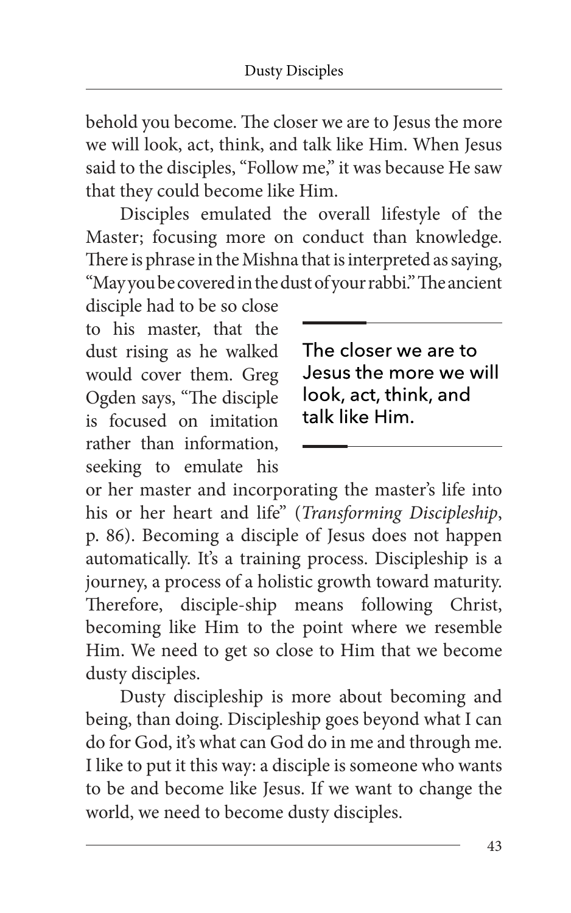behold you become. The closer we are to Jesus the more we will look, act, think, and talk like Him. When Jesus said to the disciples, "Follow me," it was because He saw that they could become like Him.

Disciples emulated the overall lifestyle of the Master; focusing more on conduct than knowledge. There is phrase in the Mishna that is interpreted as saying, "May you be covered in the dust of your rabbi." The ancient disciple had to be so close to his master, that the dust rising as he walked would cover them. Greg Ogden says, "The disciple is focused on imitation rather than information, seeking to emulate his or her master and incorporating the master's life into his or her heart and life" (*Transforming Discipleship*, p. 86). Becoming a disciple of Jesus does not happen automatically. It's a training process. Discipleship is a journey, a process of a holistic growth toward maturity. Therefore, disciple-ship means following Christ, becoming like Him to the point where we resemble Him. We need to get so close to Him that we become dusty disciples.

> The closer we are to Jesus the more we will look, act, think, and talk like Him.

Dusty discipleship is more about becoming and being, than doing. Discipleship goes beyond what I can do for God, it's what can God do in me and through me. I like to put it this way: a disciple is someone who wants to be and become like Jesus. If we want to change the world, we need to become dusty disciples.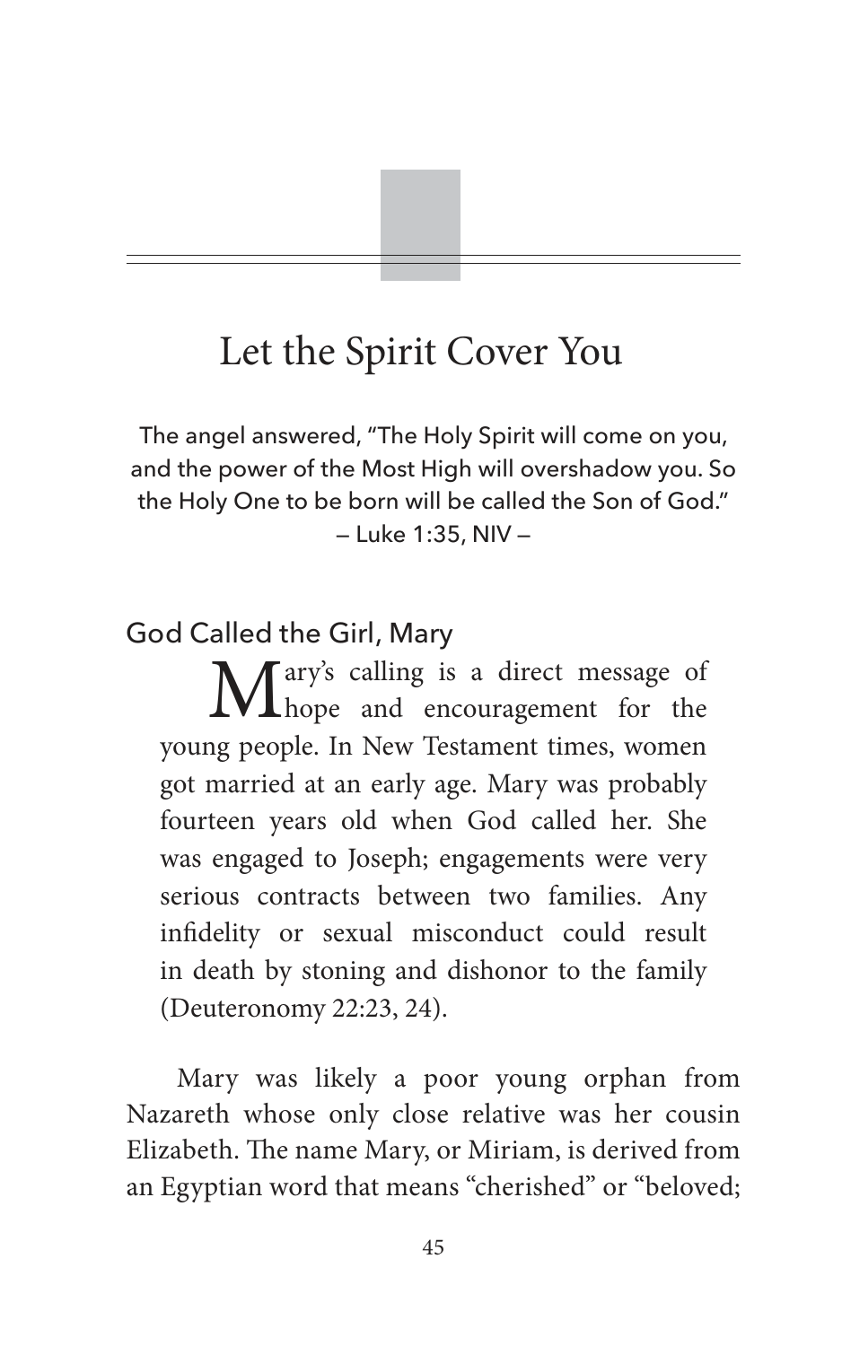# Let the Spirit Cover You

The angel answered, "The Holy Spirit will come on you, and the power of the Most High will overshadow you. So the Holy One to be born will be called the Son of God."
— Luke 1:35, NIV —

## God Called the Girl, Mary

Mary's calling is a direct message of hope and encouragement for the young people. In New Testament times, women got married at an early age. Mary was probably fourteen years old when God called her. She was engaged to Joseph; engagements were very serious contracts between two families. Any infidelity or sexual misconduct could result in death by stoning and dishonor to the family (Deuteronomy 22:23, 24).

Mary was likely a poor young orphan from Nazareth whose only close relative was her cousin Elizabeth. The name Mary, or Miriam, is derived from an Egyptian word that means "cherished" or "beloved;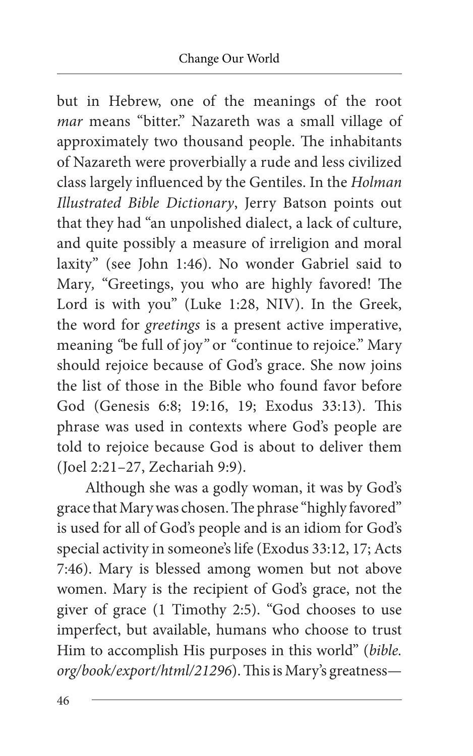but in Hebrew, one of the meanings of the root *mar* means "bitter." Nazareth was a small village of approximately two thousand people. The inhabitants of Nazareth were proverbially a rude and less civilized class largely influenced by the Gentiles. In the *Holman Illustrated Bible Dictionary*, Jerry Batson points out that they had "an unpolished dialect, a lack of culture, and quite possibly a measure of irreligion and moral laxity" (see John 1:46). No wonder Gabriel said to Mary, "Greetings, you who are highly favored! The Lord is with you" (Luke 1:28, NIV). In the Greek, the word for *greetings* is a present active imperative, meaning "be full of joy" or "continue to rejoice." Mary should rejoice because of God's grace. She now joins the list of those in the Bible who found favor before God (Genesis 6:8; 19:16, 19; Exodus 33:13). This phrase was used in contexts where God's people are told to rejoice because God is about to deliver them (Joel 2:21–27, Zechariah 9:9).

Although she was a godly woman, it was by God's grace that Mary was chosen. The phrase "highly favored" is used for all of God's people and is an idiom for God's special activity in someone's life (Exodus 33:12, 17; Acts 7:46). Mary is blessed among women but not above women. Mary is the recipient of God's grace, not the giver of grace (1 Timothy 2:5). "God chooses to use imperfect, but available, humans who choose to trust Him to accomplish His purposes in this world" (*bible.org/book/export/html/21296*). This is Mary's greatness—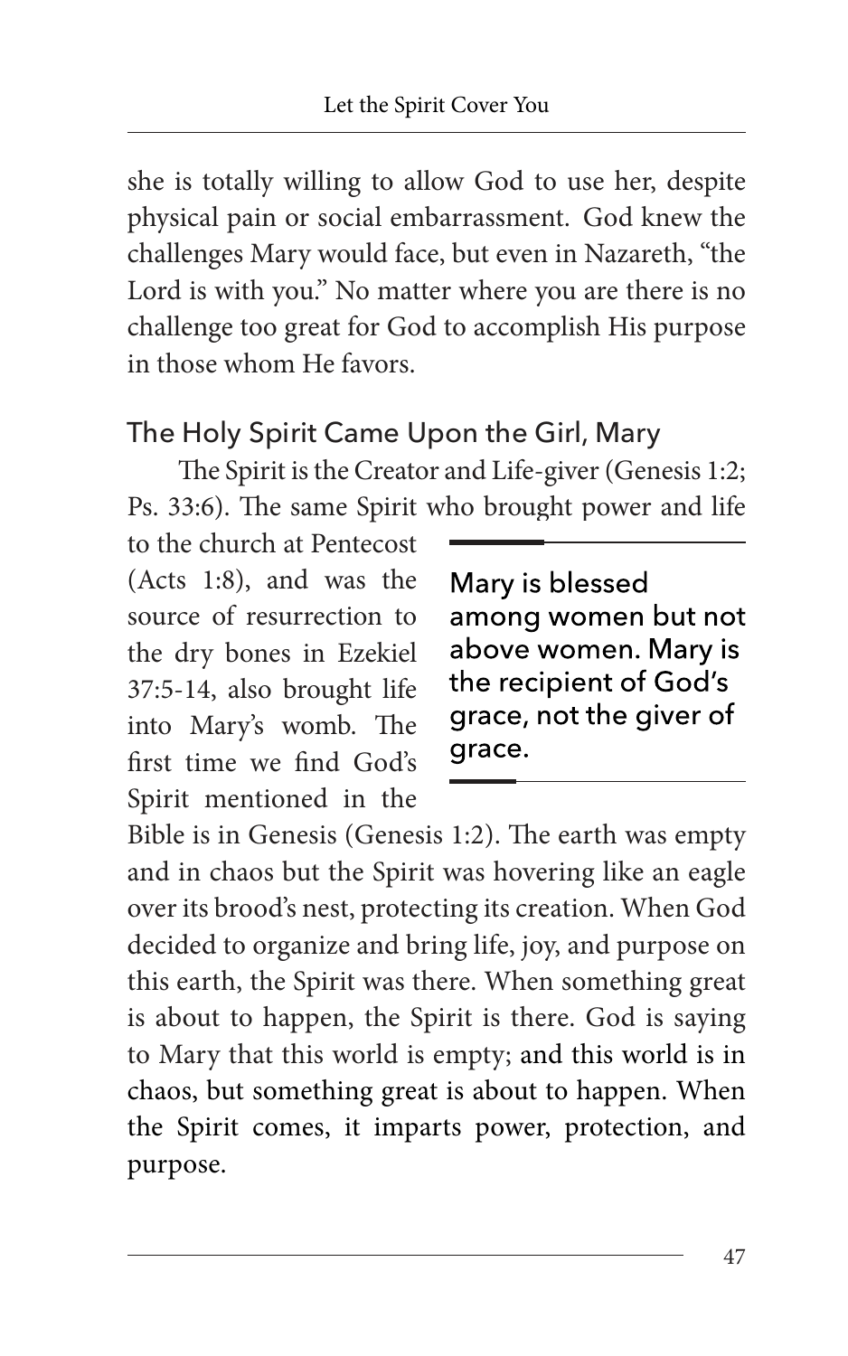she is totally willing to allow God to use her, despite physical pain or social embarrassment. God knew the challenges Mary would face, but even in Nazareth, "the Lord is with you." No matter where you are there is no challenge too great for God to accomplish His purpose in those whom He favors.

## The Holy Spirit Came Upon the Girl, Mary

The Spirit is the Creator and Life-giver (Genesis 1:2; Ps. 33:6). The same Spirit who brought power and life to the church at Pentecost (Acts 1:8), and was the source of resurrection to the dry bones in Ezekiel 37:5-14, also brought life into Mary's womb. The first time we find God's Spirit mentioned in the Bible is in Genesis (Genesis 1:2). The earth was empty and in chaos but the Spirit was hovering like an eagle over its brood's nest, protecting its creation. When God decided to organize and bring life, joy, and purpose on this earth, the Spirit was there. When something great is about to happen, the Spirit is there. God is saying to Mary that this world is empty; and this world is in chaos, but something great is about to happen. When the Spirit comes, it imparts power, protection, and purpose.

> Mary is blessed among women but not above women. Mary is the recipient of God's grace, not the giver of grace.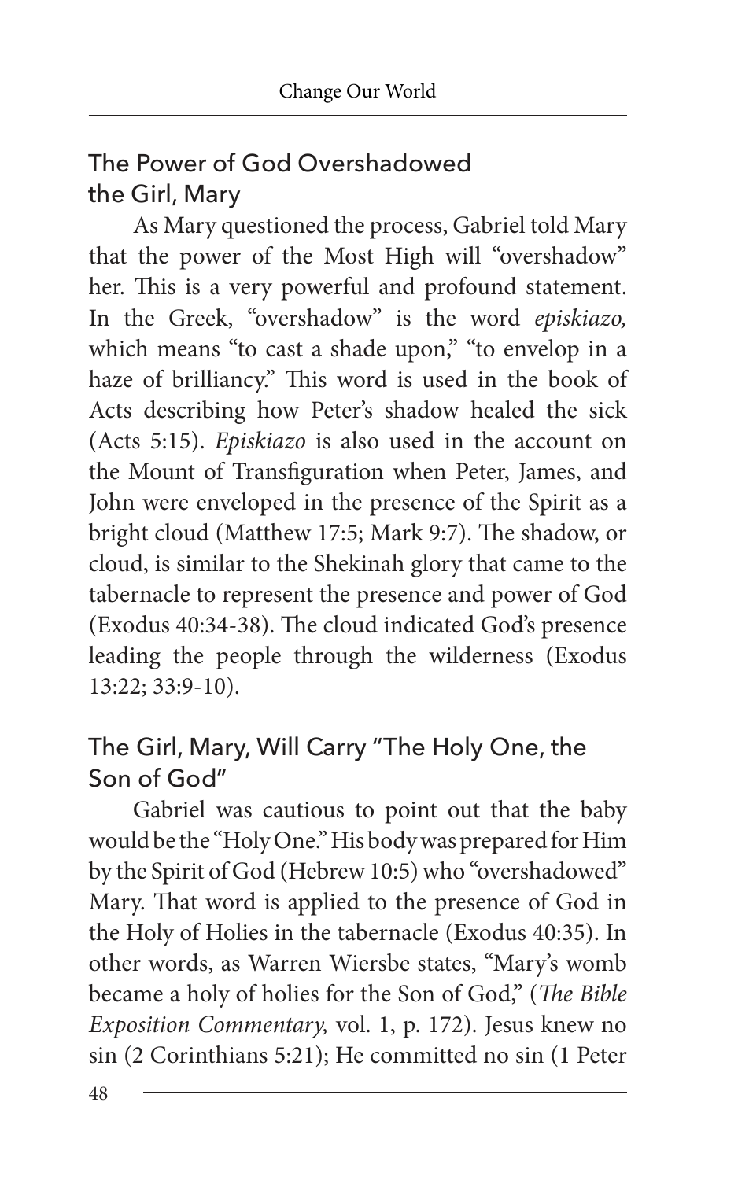## The Power of God Overshadowed the Girl, Mary

As Mary questioned the process, Gabriel told Mary that the power of the Most High will "overshadow" her. This is a very powerful and profound statement. In the Greek, "overshadow" is the word *episkiazo,* which means "to cast a shade upon," "to envelop in a haze of brilliancy." This word is used in the book of Acts describing how Peter's shadow healed the sick (Acts 5:15). *Episkiazo* is also used in the account on the Mount of Transfiguration when Peter, James, and John were enveloped in the presence of the Spirit as a bright cloud (Matthew 17:5; Mark 9:7). The shadow, or cloud, is similar to the Shekinah glory that came to the tabernacle to represent the presence and power of God (Exodus 40:34-38). The cloud indicated God's presence leading the people through the wilderness (Exodus 13:22; 33:9-10).

## The Girl, Mary, Will Carry "The Holy One, the Son of God"

Gabriel was cautious to point out that the baby would be the "Holy One." His body was prepared for Him by the Spirit of God (Hebrew 10:5) who "overshadowed" Mary. That word is applied to the presence of God in the Holy of Holies in the tabernacle (Exodus 40:35). In other words, as Warren Wiersbe states, "Mary's womb became a holy of holies for the Son of God," (*The Bible Exposition Commentary,* vol. 1, p. 172). Jesus knew no sin (2 Corinthians 5:21); He committed no sin (1 Peter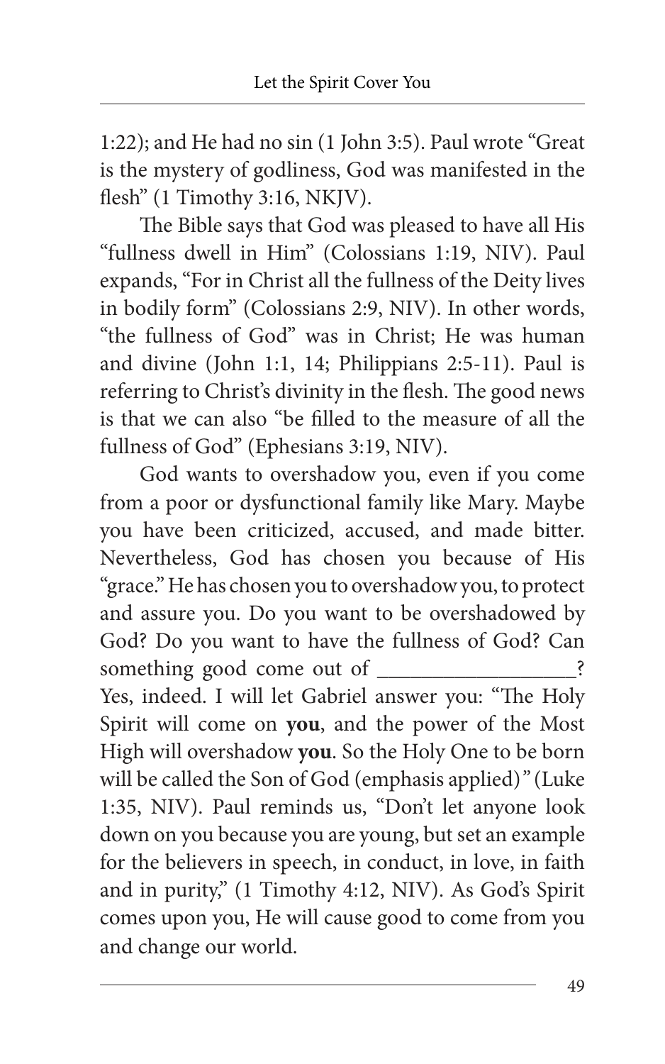1:22); and He had no sin (1 John 3:5). Paul wrote "Great is the mystery of godliness, God was manifested in the flesh" (1 Timothy 3:16, NKJV).

The Bible says that God was pleased to have all His "fullness dwell in Him" (Colossians 1:19, NIV). Paul expands, "For in Christ all the fullness of the Deity lives in bodily form" (Colossians 2:9, NIV). In other words, "the fullness of God" was in Christ; He was human and divine (John 1:1, 14; Philippians 2:5-11). Paul is referring to Christ's divinity in the flesh. The good news is that we can also "be filled to the measure of all the fullness of God" (Ephesians 3:19, NIV).

God wants to overshadow you, even if you come from a poor or dysfunctional family like Mary. Maybe you have been criticized, accused, and made bitter. Nevertheless, God has chosen you because of His "grace." He has chosen you to overshadow you, to protect and assure you. Do you want to be overshadowed by God? Do you want to have the fullness of God? Can something good come out of __________________? Yes, indeed. I will let Gabriel answer you: "The Holy Spirit will come on **you**, and the power of the Most High will overshadow **you**. So the Holy One to be born will be called the Son of God (emphasis applied)" (Luke 1:35, NIV). Paul reminds us, "Don't let anyone look down on you because you are young, but set an example for the believers in speech, in conduct, in love, in faith and in purity," (1 Timothy 4:12, NIV). As God's Spirit comes upon you, He will cause good to come from you and change our world.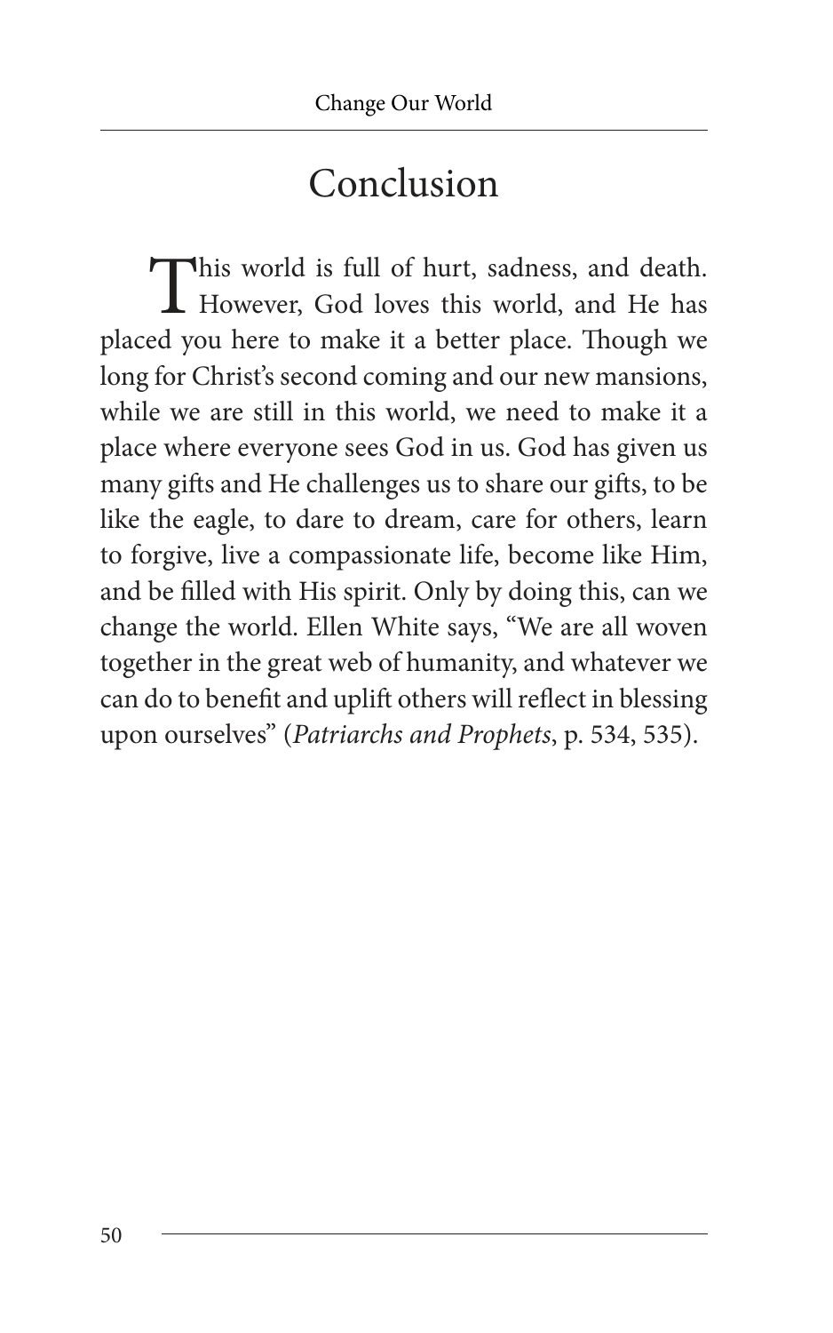# Conclusion

This world is full of hurt, sadness, and death. However, God loves this world, and He has placed you here to make it a better place. Though we long for Christ's second coming and our new mansions, while we are still in this world, we need to make it a place where everyone sees God in us. God has given us many gifts and He challenges us to share our gifts, to be like the eagle, to dare to dream, care for others, learn to forgive, live a compassionate life, become like Him, and be filled with His spirit. Only by doing this, can we change the world. Ellen White says, "We are all woven together in the great web of humanity, and whatever we can do to benefit and uplift others will reflect in blessing upon ourselves" (*Patriarchs and Prophets*, p. 534, 535).